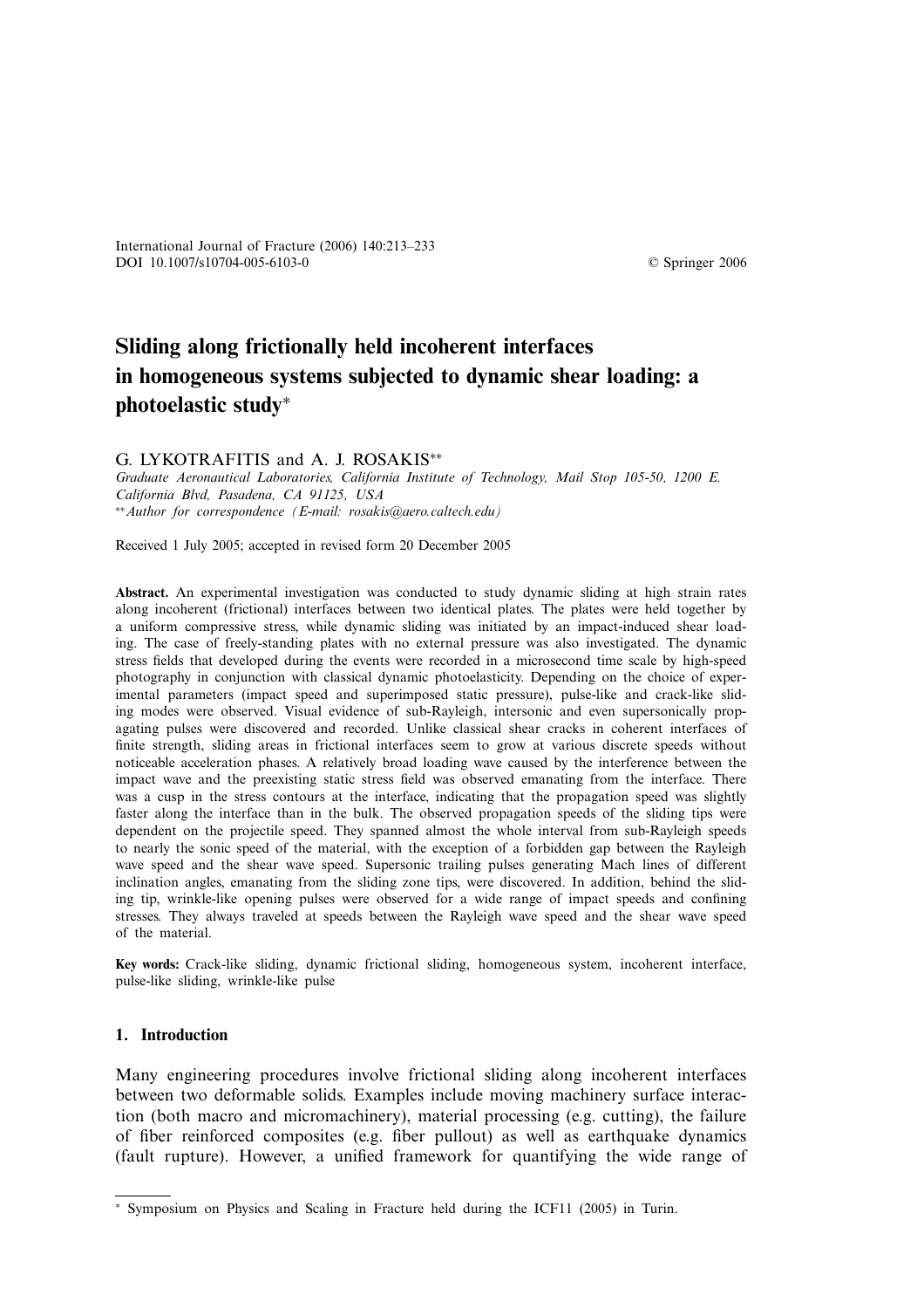# Sliding along frictionally held incoherent interfaces in homogeneous systems subjected to dynamic shear loading: a photoelastic study*

G. LYKOTRAFITIS and A. J. ROSAKIS**

*Graduate Aeronautical Laboratories, California Institute of Technology, Mail Stop 105-50, 1200 E. California Blvd, Pasadena, CA 91125, USA*

** *Author for correspondence (E-mail: rosakis@aero.caltech.edu)*

Received 1 July 2005; accepted in revised form 20 December 2005

**Abstract.** An experimental investigation was conducted to study dynamic sliding at high strain rates along incoherent (frictional) interfaces between two identical plates. The plates were held together by a uniform compressive stress, while dynamic sliding was initiated by an impact-induced shear loading. The case of freely-standing plates with no external pressure was also investigated. The dynamic stress fields that developed during the events were recorded in a microsecond time scale by high-speed photography in conjunction with classical dynamic photoelasticity. Depending on the choice of experimental parameters (impact speed and superimposed static pressure), pulse-like and crack-like sliding modes were observed. Visual evidence of sub-Rayleigh, intersonic and even supersonically propagating pulses were discovered and recorded. Unlike classical shear cracks in coherent interfaces of finite strength, sliding areas in frictional interfaces seem to grow at various discrete speeds without noticeable acceleration phases. A relatively broad loading wave caused by the interference between the impact wave and the preexisting static stress field was observed emanating from the interface. There was a cusp in the stress contours at the interface, indicating that the propagation speed was slightly faster along the interface than in the bulk. The observed propagation speeds of the sliding tips were dependent on the projectile speed. They spanned almost the whole interval from sub-Rayleigh speeds to nearly the sonic speed of the material, with the exception of a forbidden gap between the Rayleigh wave speed and the shear wave speed. Supersonic trailing pulses generating Mach lines of different inclination angles, emanating from the sliding zone tips, were discovered. In addition, behind the sliding tip, wrinkle-like opening pulses were observed for a wide range of impact speeds and confining stresses. They always traveled at speeds between the Rayleigh wave speed and the shear wave speed of the material.

**Key words:** Crack-like sliding, dynamic frictional sliding, homogeneous system, incoherent interface, pulse-like sliding, wrinkle-like pulse

## 1. Introduction

Many engineering procedures involve frictional sliding along incoherent interfaces between two deformable solids. Examples include moving machinery surface interaction (both macro and micromachinery), material processing (e.g. cutting), the failure of fiber reinforced composites (e.g. fiber pullout) as well as earthquake dynamics (fault rupture). However, a unified framework for quantifying the wide range of

---

* Symposium on Physics and Scaling in Fracture held during the ICF11 (2005) in Turin.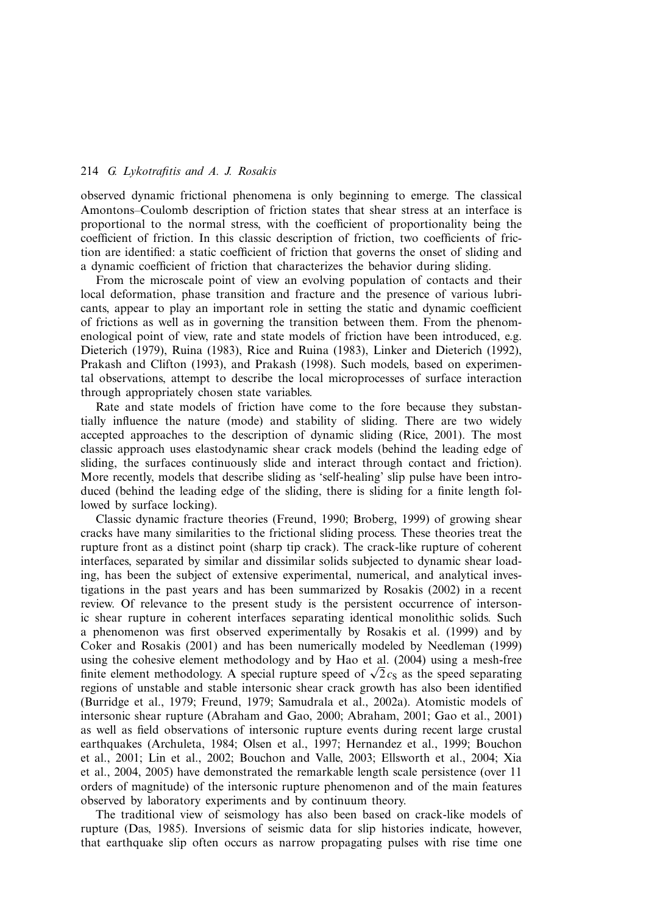observed dynamic frictional phenomena is only beginning to emerge. The classical Amontons–Coulomb description of friction states that shear stress at an interface is proportional to the normal stress, with the coefficient of proportionality being the coefficient of friction. In this classic description of friction, two coefficients of friction are identified: a static coefficient of friction that governs the onset of sliding and a dynamic coefficient of friction that characterizes the behavior during sliding.

From the microscale point of view an evolving population of contacts and their local deformation, phase transition and fracture and the presence of various lubricants, appear to play an important role in setting the static and dynamic coefficient of frictions as well as in governing the transition between them. From the phenomenological point of view, rate and state models of friction have been introduced, e.g. Dieterich (1979), Ruina (1983), Rice and Ruina (1983), Linker and Dieterich (1992), Prakash and Clifton (1993), and Prakash (1998). Such models, based on experimental observations, attempt to describe the local microprocesses of surface interaction through appropriately chosen state variables.

Rate and state models of friction have come to the fore because they substantially influence the nature (mode) and stability of sliding. There are two widely accepted approaches to the description of dynamic sliding (Rice, 2001). The most classic approach uses elastodynamic shear crack models (behind the leading edge of sliding, the surfaces continuously slide and interact through contact and friction). More recently, models that describe sliding as 'self-healing' slip pulse have been introduced (behind the leading edge of the sliding, there is sliding for a finite length followed by surface locking).

Classic dynamic fracture theories (Freund, 1990; Broberg, 1999) of growing shear cracks have many similarities to the frictional sliding process. These theories treat the rupture front as a distinct point (sharp tip crack). The crack-like rupture of coherent interfaces, separated by similar and dissimilar solids subjected to dynamic shear loading, has been the subject of extensive experimental, numerical, and analytical investigations in the past years and has been summarized by Rosakis (2002) in a recent review. Of relevance to the present study is the persistent occurrence of intersonic shear rupture in coherent interfaces separating identical monolithic solids. Such a phenomenon was first observed experimentally by Rosakis et al. (1999) and by Coker and Rosakis (2001) and has been numerically modeled by Needleman (1999) using the cohesive element methodology and by Hao et al. (2004) using a mesh-free finite element methodology. A special rupture speed of $\sqrt{2}c_S$ as the speed separating regions of unstable and stable intersonic shear crack growth has also been identified (Burridge et al., 1979; Freund, 1979; Samudrala et al., 2002a). Atomistic models of intersonic shear rupture (Abraham and Gao, 2000; Abraham, 2001; Gao et al., 2001) as well as field observations of intersonic rupture events during recent large crustal earthquakes (Archuleta, 1984; Olsen et al., 1997; Hernandez et al., 1999; Bouchon et al., 2001; Lin et al., 2002; Bouchon and Valle, 2003; Ellsworth et al., 2004; Xia et al., 2004, 2005) have demonstrated the remarkable length scale persistence (over 11 orders of magnitude) of the intersonic rupture phenomenon and of the main features observed by laboratory experiments and by continuum theory.

The traditional view of seismology has also been based on crack-like models of rupture (Das, 1985). Inversions of seismic data for slip histories indicate, however, that earthquake slip often occurs as narrow propagating pulses with rise time one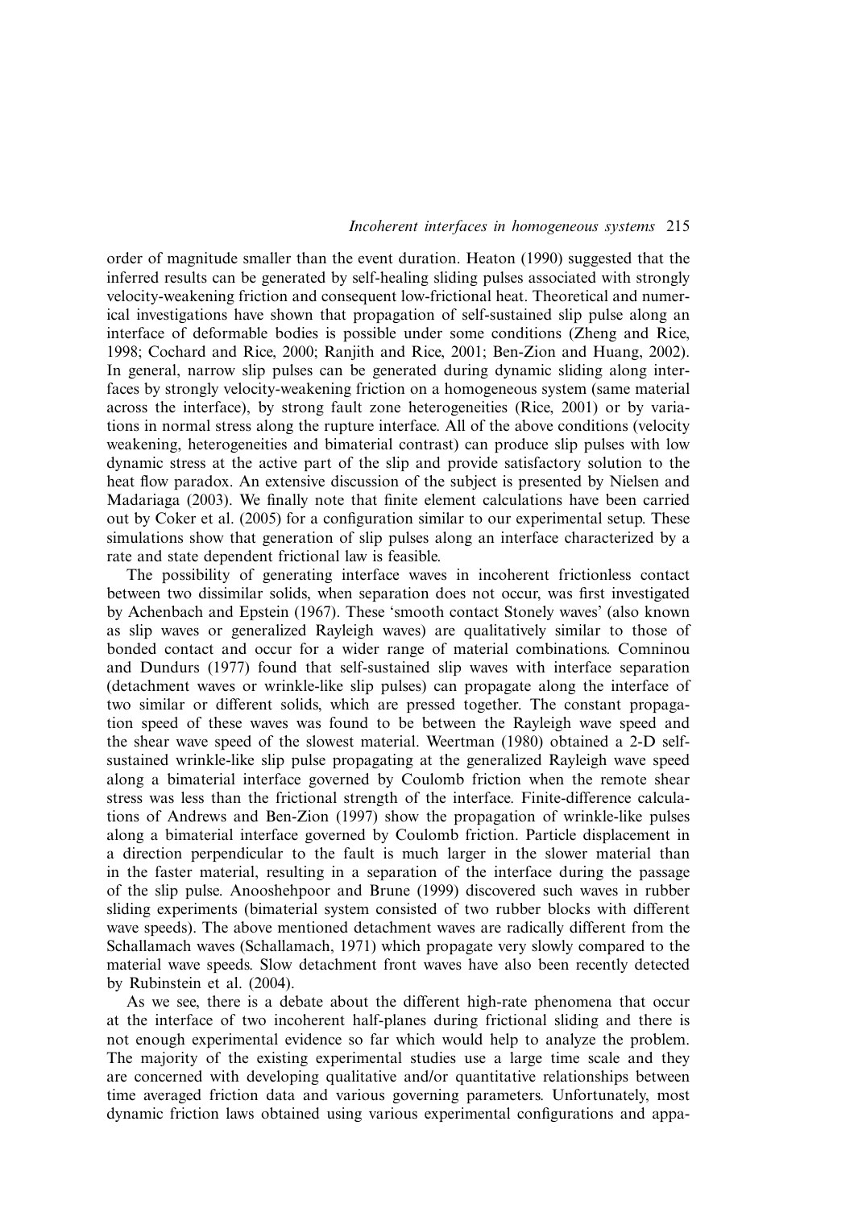order of magnitude smaller than the event duration. Heaton (1990) suggested that the inferred results can be generated by self-healing sliding pulses associated with strongly velocity-weakening friction and consequent low-frictional heat. Theoretical and numerical investigations have shown that propagation of self-sustained slip pulse along an interface of deformable bodies is possible under some conditions (Zheng and Rice, 1998; Cochard and Rice, 2000; Ranjith and Rice, 2001; Ben-Zion and Huang, 2002). In general, narrow slip pulses can be generated during dynamic sliding along interfaces by strongly velocity-weakening friction on a homogeneous system (same material across the interface), by strong fault zone heterogeneities (Rice, 2001) or by variations in normal stress along the rupture interface. All of the above conditions (velocity weakening, heterogeneities and bimaterial contrast) can produce slip pulses with low dynamic stress at the active part of the slip and provide satisfactory solution to the heat flow paradox. An extensive discussion of the subject is presented by Nielsen and Madariaga (2003). We finally note that finite element calculations have been carried out by Coker et al. (2005) for a configuration similar to our experimental setup. These simulations show that generation of slip pulses along an interface characterized by a rate and state dependent frictional law is feasible.

The possibility of generating interface waves in incoherent frictionless contact between two dissimilar solids, when separation does not occur, was first investigated by Achenbach and Epstein (1967). These 'smooth contact Stonely waves' (also known as slip waves or generalized Rayleigh waves) are qualitatively similar to those of bonded contact and occur for a wider range of material combinations. Comninou and Dundurs (1977) found that self-sustained slip waves with interface separation (detachment waves or wrinkle-like slip pulses) can propagate along the interface of two similar or different solids, which are pressed together. The constant propagation speed of these waves was found to be between the Rayleigh wave speed and the shear wave speed of the slowest material. Weertman (1980) obtained a 2-D self-sustained wrinkle-like slip pulse propagating at the generalized Rayleigh wave speed along a bimaterial interface governed by Coulomb friction when the remote shear stress was less than the frictional strength of the interface. Finite-difference calculations of Andrews and Ben-Zion (1997) show the propagation of wrinkle-like pulses along a bimaterial interface governed by Coulomb friction. Particle displacement in a direction perpendicular to the fault is much larger in the slower material than in the faster material, resulting in a separation of the interface during the passage of the slip pulse. Anooshehpoor and Brune (1999) discovered such waves in rubber sliding experiments (bimaterial system consisted of two rubber blocks with different wave speeds). The above mentioned detachment waves are radically different from the Schallamach waves (Schallamach, 1971) which propagate very slowly compared to the material wave speeds. Slow detachment front waves have also been recently detected by Rubinstein et al. (2004).

As we see, there is a debate about the different high-rate phenomena that occur at the interface of two incoherent half-planes during frictional sliding and there is not enough experimental evidence so far which would help to analyze the problem. The majority of the existing experimental studies use a large time scale and they are concerned with developing qualitative and/or quantitative relationships between time averaged friction data and various governing parameters. Unfortunately, most dynamic friction laws obtained using various experimental configurations and appa-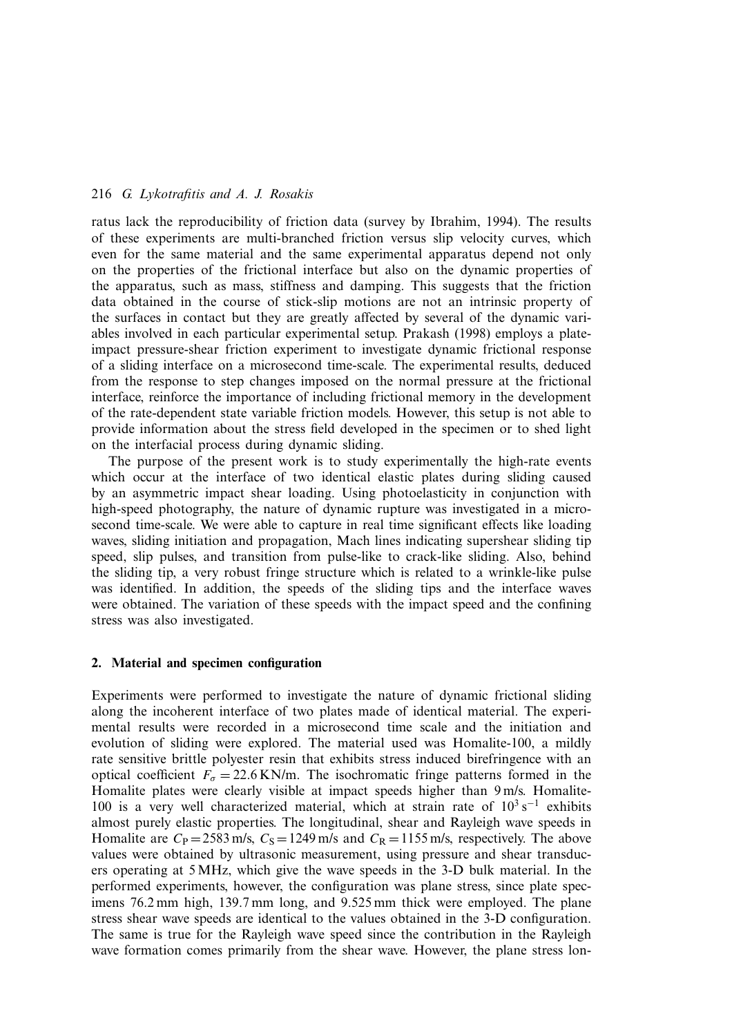ratus lack the reproducibility of friction data (survey by Ibrahim, 1994). The results of these experiments are multi-branched friction versus slip velocity curves, which even for the same material and the same experimental apparatus depend not only on the properties of the frictional interface but also on the dynamic properties of the apparatus, such as mass, stiffness and damping. This suggests that the friction data obtained in the course of stick-slip motions are not an intrinsic property of the surfaces in contact but they are greatly affected by several of the dynamic variables involved in each particular experimental setup. Prakash (1998) employs a plate-impact pressure-shear friction experiment to investigate dynamic frictional response of a sliding interface on a microsecond time-scale. The experimental results, deduced from the response to step changes imposed on the normal pressure at the frictional interface, reinforce the importance of including frictional memory in the development of the rate-dependent state variable friction models. However, this setup is not able to provide information about the stress field developed in the specimen or to shed light on the interfacial process during dynamic sliding.

The purpose of the present work is to study experimentally the high-rate events which occur at the interface of two identical elastic plates during sliding caused by an asymmetric impact shear loading. Using photoelasticity in conjunction with high-speed photography, the nature of dynamic rupture was investigated in a microsecond time-scale. We were able to capture in real time significant effects like loading waves, sliding initiation and propagation, Mach lines indicating supershear sliding tip speed, slip pulses, and transition from pulse-like to crack-like sliding. Also, behind the sliding tip, a very robust fringe structure which is related to a wrinkle-like pulse was identified. In addition, the speeds of the sliding tips and the interface waves were obtained. The variation of these speeds with the impact speed and the confining stress was also investigated.

## 2. Material and specimen configuration

Experiments were performed to investigate the nature of dynamic frictional sliding along the incoherent interface of two plates made of identical material. The experimental results were recorded in a microsecond time scale and the initiation and evolution of sliding were explored. The material used was Homalite-100, a mildly rate sensitive brittle polyester resin that exhibits stress induced birefringence with an optical coefficient $F_{\sigma} = 22.6$ KN/m. The isochromatic fringe patterns formed in the Homalite plates were clearly visible at impact speeds higher than 9 m/s. Homalite-100 is a very well characterized material, which at strain rate of $10^3\,\text{s}^{-1}$ exhibits almost purely elastic properties. The longitudinal, shear and Rayleigh wave speeds in Homalite are $C_{\text{P}} = 2583$ m/s, $C_{\text{S}} = 1249$ m/s and $C_{\text{R}} = 1155$ m/s, respectively. The above values were obtained by ultrasonic measurement, using pressure and shear transducers operating at 5 MHz, which give the wave speeds in the 3-D bulk material. In the performed experiments, however, the configuration was plane stress, since plate specimens 76.2 mm high, 139.7 mm long, and 9.525 mm thick were employed. The plane stress shear wave speeds are identical to the values obtained in the 3-D configuration. The same is true for the Rayleigh wave speed since the contribution in the Rayleigh wave formation comes primarily from the shear wave. However, the plane stress lon-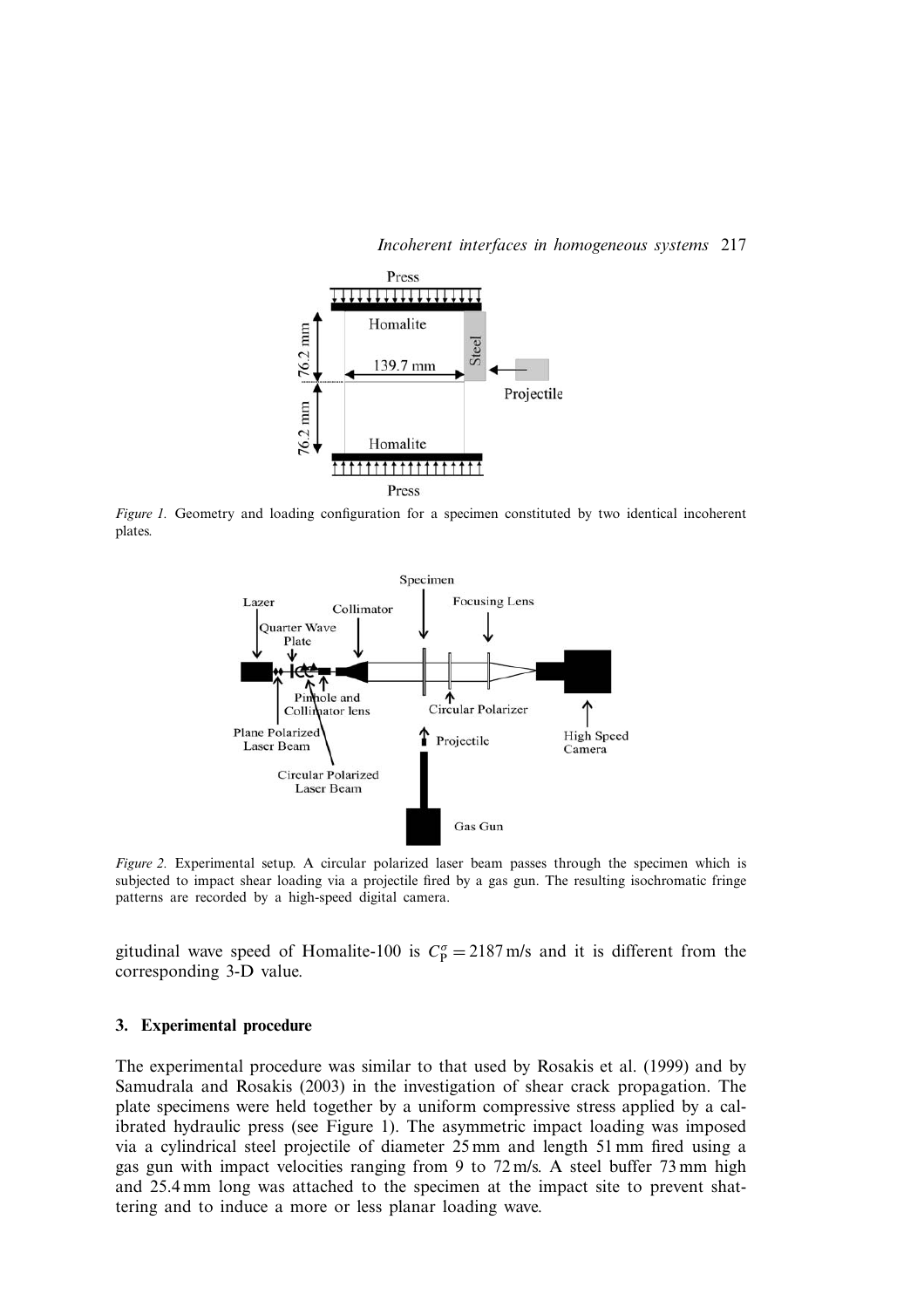*Figure 1.* Geometry and loading configuration for a specimen constituted by two identical incoherent plates.

*Figure 2.* Experimental setup. A circular polarized laser beam passes through the specimen which is subjected to impact shear loading via a projectile fired by a gas gun. The resulting isochromatic fringe patterns are recorded by a high-speed digital camera.

gitudinal wave speed of Homalite-100 is $C_{\mathrm{P}}^{\sigma} = 2187\,\mathrm{m/s}$ and it is different from the corresponding 3-D value.

## 3. Experimental procedure

The experimental procedure was similar to that used by Rosakis et al. (1999) and by Samudrala and Rosakis (2003) in the investigation of shear crack propagation. The plate specimens were held together by a uniform compressive stress applied by a calibrated hydraulic press (see Figure 1). The asymmetric impact loading was imposed via a cylindrical steel projectile of diameter 25 mm and length 51 mm fired using a gas gun with impact velocities ranging from 9 to 72 m/s. A steel buffer 73 mm high and 25.4 mm long was attached to the specimen at the impact site to prevent shattering and to induce a more or less planar loading wave.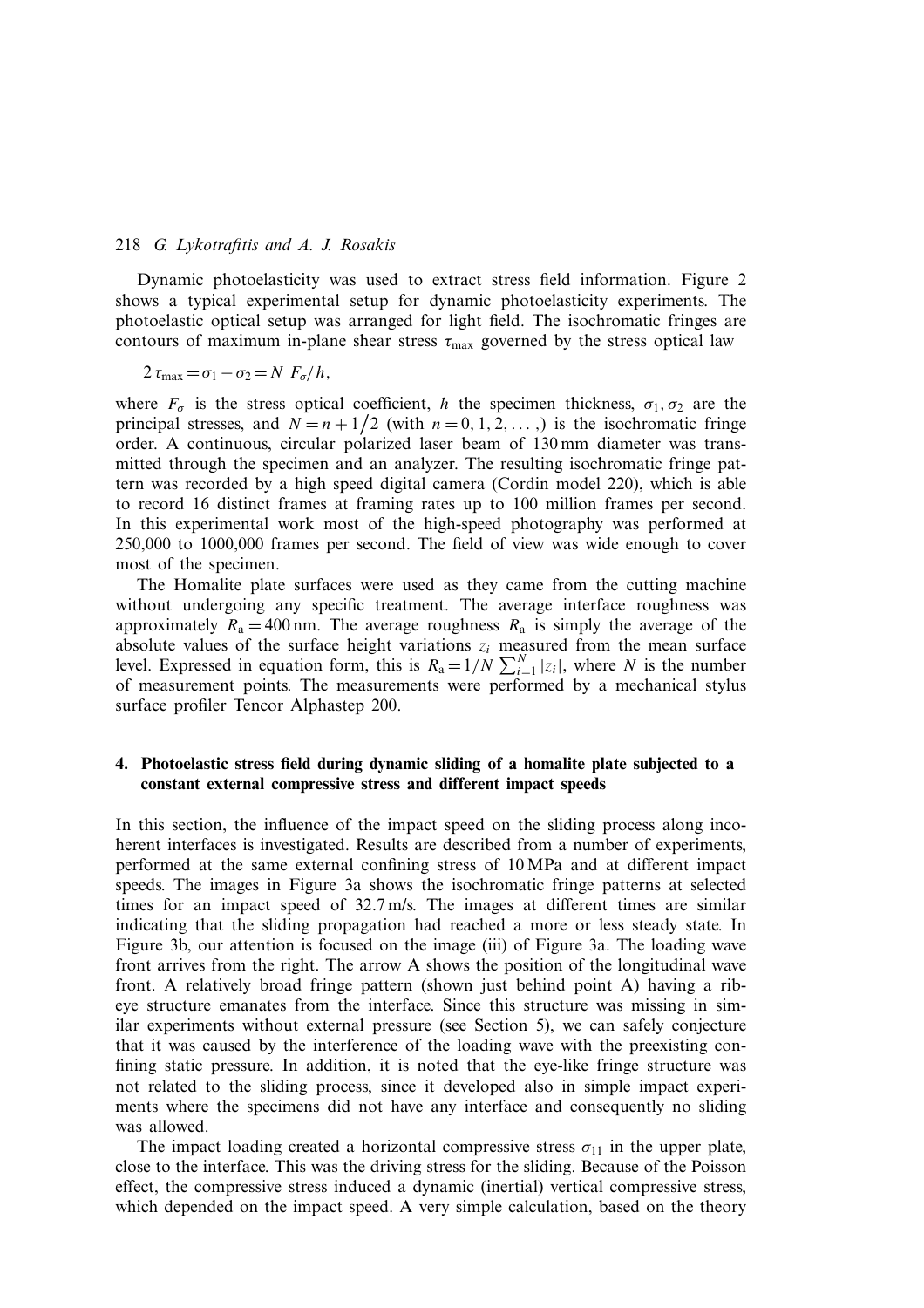Dynamic photoelasticity was used to extract stress field information. Figure 2 shows a typical experimental setup for dynamic photoelasticity experiments. The photoelastic optical setup was arranged for light field. The isochromatic fringes are contours of maximum in-plane shear stress $\tau_{\max}$ governed by the stress optical law

$$2\,\tau_{\max} = \sigma_1 - \sigma_2 = N\ F_\sigma / h,$$

where $F_\sigma$ is the stress optical coefficient, $h$ the specimen thickness, $\sigma_1, \sigma_2$ are the principal stresses, and $N = n + 1/2$ (with $n = 0, 1, 2, \ldots,$) is the isochromatic fringe order. A continuous, circular polarized laser beam of 130 mm diameter was transmitted through the specimen and an analyzer. The resulting isochromatic fringe pattern was recorded by a high speed digital camera (Cordin model 220), which is able to record 16 distinct frames at framing rates up to 100 million frames per second. In this experimental work most of the high-speed photography was performed at 250,000 to 1000,000 frames per second. The field of view was wide enough to cover most of the specimen.

The Homalite plate surfaces were used as they came from the cutting machine without undergoing any specific treatment. The average interface roughness was approximately $R_a = 400$ nm. The average roughness $R_a$ is simply the average of the absolute values of the surface height variations $z_i$ measured from the mean surface level. Expressed in equation form, this is $R_a = 1/N \sum_{i=1}^{N} |z_i|$, where $N$ is the number of measurement points. The measurements were performed by a mechanical stylus surface profiler Tencor Alphastep 200.

## 4. Photoelastic stress field during dynamic sliding of a homalite plate subjected to a constant external compressive stress and different impact speeds

In this section, the influence of the impact speed on the sliding process along incoherent interfaces is investigated. Results are described from a number of experiments, performed at the same external confining stress of 10 MPa and at different impact speeds. The images in Figure 3a shows the isochromatic fringe patterns at selected times for an impact speed of 32.7 m/s. The images at different times are similar indicating that the sliding propagation had reached a more or less steady state. In Figure 3b, our attention is focused on the image (iii) of Figure 3a. The loading wave front arrives from the right. The arrow A shows the position of the longitudinal wave front. A relatively broad fringe pattern (shown just behind point A) having a rib-eye structure emanates from the interface. Since this structure was missing in similar experiments without external pressure (see Section 5), we can safely conjecture that it was caused by the interference of the loading wave with the preexisting confining static pressure. In addition, it is noted that the eye-like fringe structure was not related to the sliding process, since it developed also in simple impact experiments where the specimens did not have any interface and consequently no sliding was allowed.

The impact loading created a horizontal compressive stress $\sigma_{11}$ in the upper plate, close to the interface. This was the driving stress for the sliding. Because of the Poisson effect, the compressive stress induced a dynamic (inertial) vertical compressive stress, which depended on the impact speed. A very simple calculation, based on the theory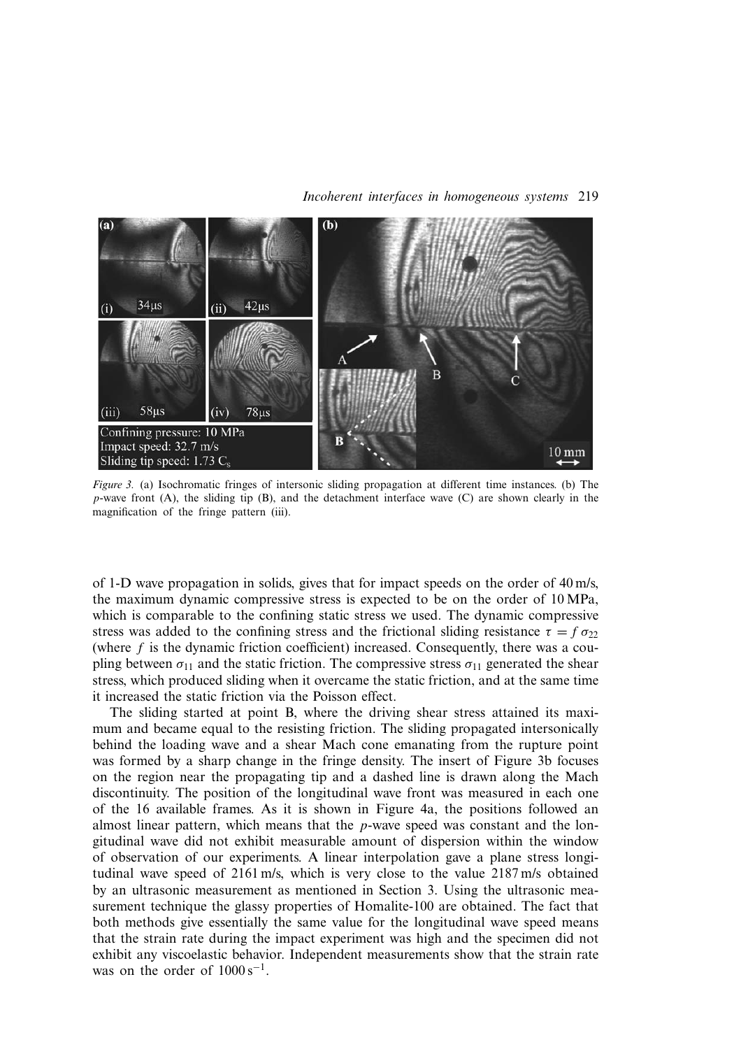*Figure 3.* (a) Isochromatic fringes of intersonic sliding propagation at different time instances. (b) The $p$-wave front (A), the sliding tip (B), and the detachment interface wave (C) are shown clearly in the magnification of the fringe pattern (iii).

of 1-D wave propagation in solids, gives that for impact speeds on the order of 40 m/s, the maximum dynamic compressive stress is expected to be on the order of 10 MPa, which is comparable to the confining static stress we used. The dynamic compressive stress was added to the confining stress and the frictional sliding resistance $\tau = f\,\sigma_{22}$ (where $f$ is the dynamic friction coefficient) increased. Consequently, there was a coupling between $\sigma_{11}$ and the static friction. The compressive stress $\sigma_{11}$ generated the shear stress, which produced sliding when it overcame the static friction, and at the same time it increased the static friction via the Poisson effect.

The sliding started at point B, where the driving shear stress attained its maximum and became equal to the resisting friction. The sliding propagated intersonically behind the loading wave and a shear Mach cone emanating from the rupture point was formed by a sharp change in the fringe density. The insert of Figure 3b focuses on the region near the propagating tip and a dashed line is drawn along the Mach discontinuity. The position of the longitudinal wave front was measured in each one of the 16 available frames. As it is shown in Figure 4a, the positions followed an almost linear pattern, which means that the $p$-wave speed was constant and the longitudinal wave did not exhibit measurable amount of dispersion within the window of observation of our experiments. A linear interpolation gave a plane stress longitudinal wave speed of 2161 m/s, which is very close to the value 2187 m/s obtained by an ultrasonic measurement as mentioned in Section 3. Using the ultrasonic measurement technique the glassy properties of Homalite-100 are obtained. The fact that both methods give essentially the same value for the longitudinal wave speed means that the strain rate during the impact experiment was high and the specimen did not exhibit any viscoelastic behavior. Independent measurements show that the strain rate was on the order of $1000\,\mathrm{s}^{-1}$.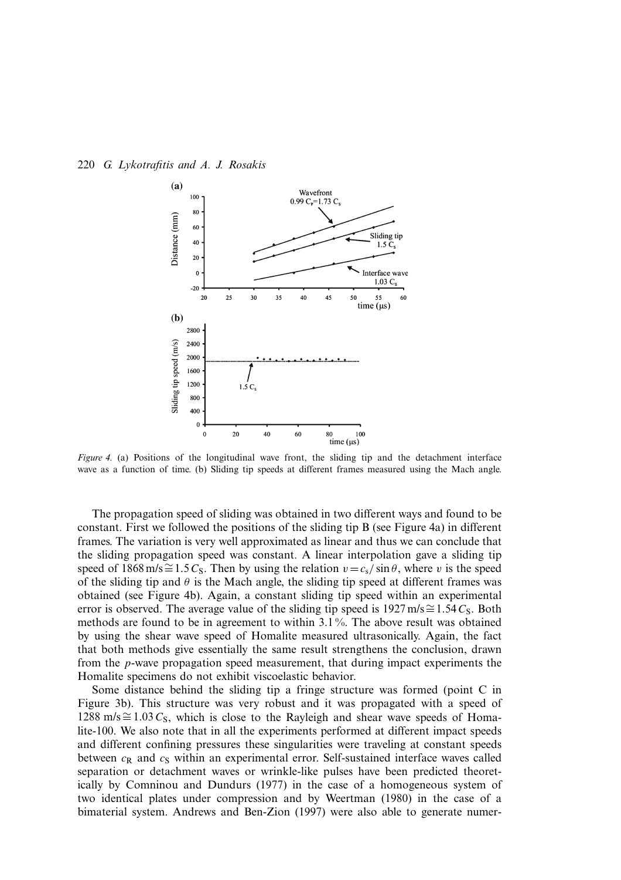*Figure 4.* (a) Positions of the longitudinal wave front, the sliding tip and the detachment interface wave as a function of time. (b) Sliding tip speeds at different frames measured using the Mach angle.

The propagation speed of sliding was obtained in two different ways and found to be constant. First we followed the positions of the sliding tip B (see Figure 4a) in different frames. The variation is very well approximated as linear and thus we can conclude that the sliding propagation speed was constant. A linear interpolation gave a sliding tip speed of 1868 m/s $\cong 1.5\,C_S$. Then by using the relation $v = c_s/\sin\theta$, where $v$ is the speed of the sliding tip and $\theta$ is the Mach angle, the sliding tip speed at different frames was obtained (see Figure 4b). Again, a constant sliding tip speed within an experimental error is observed. The average value of the sliding tip speed is 1927 m/s $\cong 1.54\,C_S$. Both methods are found to be in agreement to within 3.1%. The above result was obtained by using the shear wave speed of Homalite measured ultrasonically. Again, the fact that both methods give essentially the same result strengthens the conclusion, drawn from the $p$-wave propagation speed measurement, that during impact experiments the Homalite specimens do not exhibit viscoelastic behavior.

Some distance behind the sliding tip a fringe structure was formed (point C in Figure 3b). This structure was very robust and it was propagated with a speed of 1288 m/s $\cong 1.03\,C_S$, which is close to the Rayleigh and shear wave speeds of Homalite-100. We also note that in all the experiments performed at different impact speeds and different confining pressures these singularities were traveling at constant speeds between $c_R$ and $c_S$ within an experimental error. Self-sustained interface waves called separation or detachment waves or wrinkle-like pulses have been predicted theoretically by Comninou and Dundurs (1977) in the case of a homogeneous system of two identical plates under compression and by Weertman (1980) in the case of a bimaterial system. Andrews and Ben-Zion (1997) were also able to generate numer-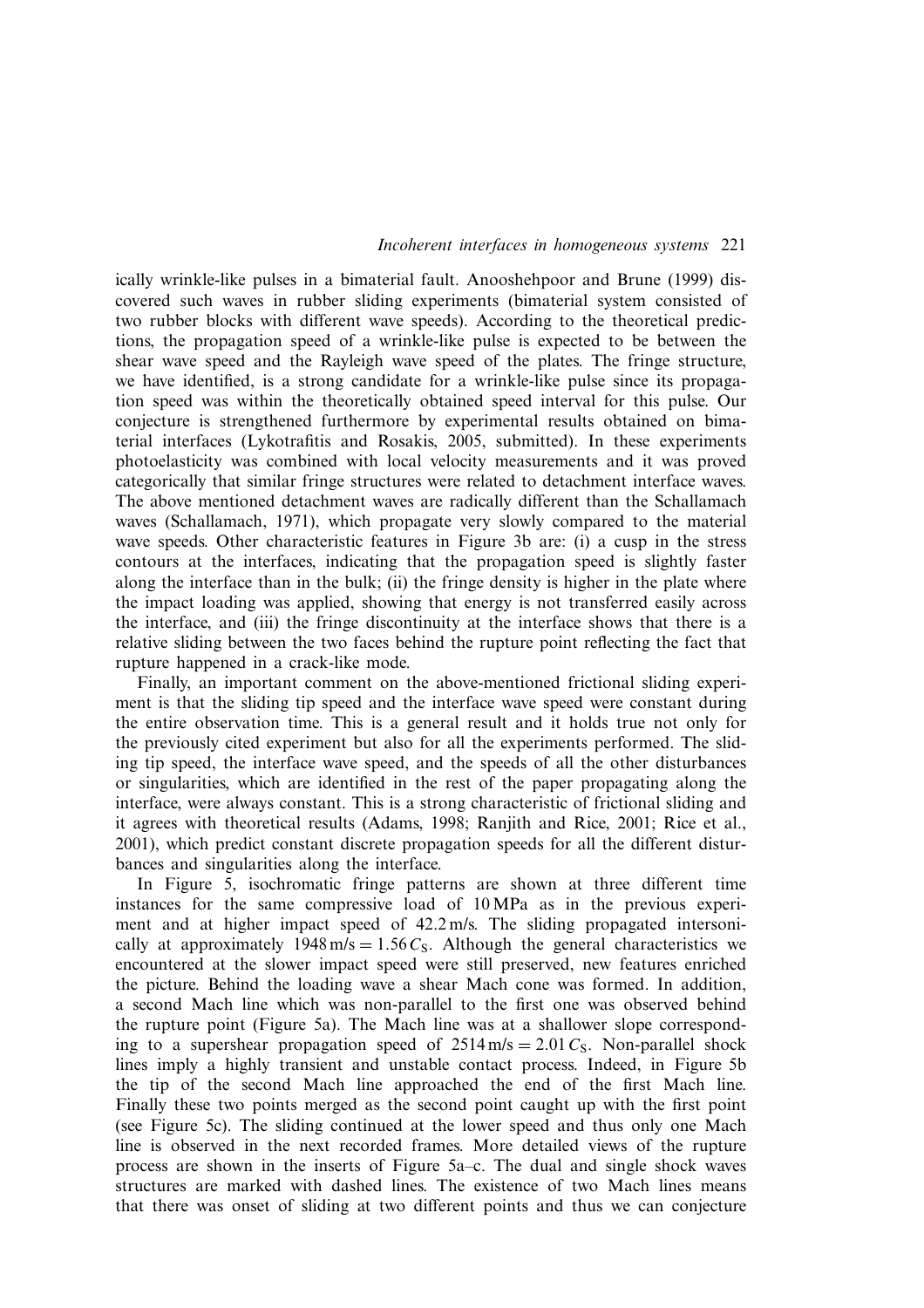ically wrinkle-like pulses in a bimaterial fault. Anooshehpoor and Brune (1999) discovered such waves in rubber sliding experiments (bimaterial system consisted of two rubber blocks with different wave speeds). According to the theoretical predictions, the propagation speed of a wrinkle-like pulse is expected to be between the shear wave speed and the Rayleigh wave speed of the plates. The fringe structure, we have identified, is a strong candidate for a wrinkle-like pulse since its propagation speed was within the theoretically obtained speed interval for this pulse. Our conjecture is strengthened furthermore by experimental results obtained on bimaterial interfaces (Lykotrafitis and Rosakis, 2005, submitted). In these experiments photoelasticity was combined with local velocity measurements and it was proved categorically that similar fringe structures were related to detachment interface waves. The above mentioned detachment waves are radically different than the Schallamach waves (Schallamach, 1971), which propagate very slowly compared to the material wave speeds. Other characteristic features in Figure 3b are: (i) a cusp in the stress contours at the interfaces, indicating that the propagation speed is slightly faster along the interface than in the bulk; (ii) the fringe density is higher in the plate where the impact loading was applied, showing that energy is not transferred easily across the interface, and (iii) the fringe discontinuity at the interface shows that there is a relative sliding between the two faces behind the rupture point reflecting the fact that rupture happened in a crack-like mode.

Finally, an important comment on the above-mentioned frictional sliding experiment is that the sliding tip speed and the interface wave speed were constant during the entire observation time. This is a general result and it holds true not only for the previously cited experiment but also for all the experiments performed. The sliding tip speed, the interface wave speed, and the speeds of all the other disturbances or singularities, which are identified in the rest of the paper propagating along the interface, were always constant. This is a strong characteristic of frictional sliding and it agrees with theoretical results (Adams, 1998; Ranjith and Rice, 2001; Rice et al., 2001), which predict constant discrete propagation speeds for all the different disturbances and singularities along the interface.

In Figure 5, isochromatic fringe patterns are shown at three different time instances for the same compressive load of 10 MPa as in the previous experiment and at higher impact speed of 42.2 m/s. The sliding propagated intersonically at approximately $1948\,\text{m/s} = 1.56\,C_S$. Although the general characteristics we encountered at the slower impact speed were still preserved, new features enriched the picture. Behind the loading wave a shear Mach cone was formed. In addition, a second Mach line which was non-parallel to the first one was observed behind the rupture point (Figure 5a). The Mach line was at a shallower slope corresponding to a supershear propagation speed of $2514\,\text{m/s} = 2.01\,C_S$. Non-parallel shock lines imply a highly transient and unstable contact process. Indeed, in Figure 5b the tip of the second Mach line approached the end of the first Mach line. Finally these two points merged as the second point caught up with the first point (see Figure 5c). The sliding continued at the lower speed and thus only one Mach line is observed in the next recorded frames. More detailed views of the rupture process are shown in the inserts of Figure 5a–c. The dual and single shock waves structures are marked with dashed lines. The existence of two Mach lines means that there was onset of sliding at two different points and thus we can conjecture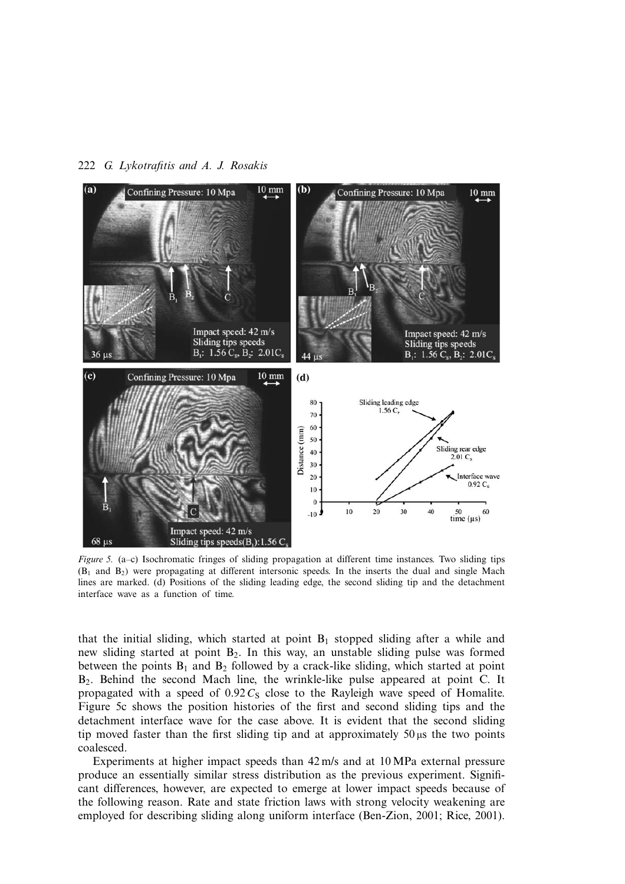*Figure 5.* (a–c) Isochromatic fringes of sliding propagation at different time instances. Two sliding tips ($B_1$ and $B_2$) were propagating at different intersonic speeds. In the inserts the dual and single Mach lines are marked. (d) Positions of the sliding leading edge, the second sliding tip and the detachment interface wave as a function of time.

that the initial sliding, which started at point $B_1$ stopped sliding after a while and new sliding started at point $B_2$. In this way, an unstable sliding pulse was formed between the points $B_1$ and $B_2$ followed by a crack-like sliding, which started at point $B_2$. Behind the second Mach line, the wrinkle-like pulse appeared at point C. It propagated with a speed of $0.92\,C_S$ close to the Rayleigh wave speed of Homalite. Figure 5c shows the position histories of the first and second sliding tips and the detachment interface wave for the case above. It is evident that the second sliding tip moved faster than the first sliding tip and at approximately 50 μs the two points coalesced.

Experiments at higher impact speeds than 42 m/s and at 10 MPa external pressure produce an essentially similar stress distribution as the previous experiment. Significant differences, however, are expected to emerge at lower impact speeds because of the following reason. Rate and state friction laws with strong velocity weakening are employed for describing sliding along uniform interface (Ben-Zion, 2001; Rice, 2001).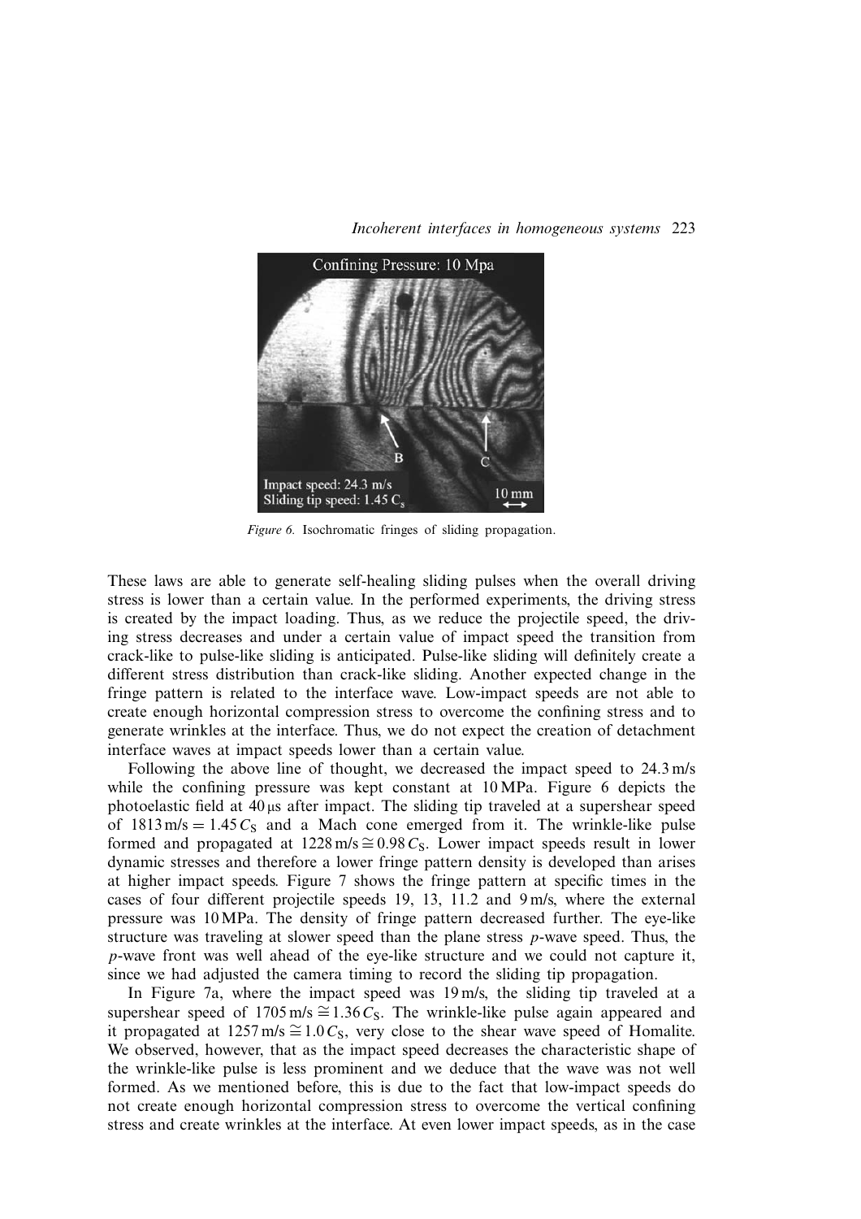*Figure 6.* Isochromatic fringes of sliding propagation.

These laws are able to generate self-healing sliding pulses when the overall driving stress is lower than a certain value. In the performed experiments, the driving stress is created by the impact loading. Thus, as we reduce the projectile speed, the driving stress decreases and under a certain value of impact speed the transition from crack-like to pulse-like sliding is anticipated. Pulse-like sliding will definitely create a different stress distribution than crack-like sliding. Another expected change in the fringe pattern is related to the interface wave. Low-impact speeds are not able to create enough horizontal compression stress to overcome the confining stress and to generate wrinkles at the interface. Thus, we do not expect the creation of detachment interface waves at impact speeds lower than a certain value.

Following the above line of thought, we decreased the impact speed to 24.3 m/s while the confining pressure was kept constant at 10 MPa. Figure 6 depicts the photoelastic field at 40 μs after impact. The sliding tip traveled at a supershear speed of $1813\,\text{m/s} = 1.45\,C_S$ and a Mach cone emerged from it. The wrinkle-like pulse formed and propagated at $1228\,\text{m/s} \cong 0.98\,C_S$. Lower impact speeds result in lower dynamic stresses and therefore a lower fringe pattern density is developed than arises at higher impact speeds. Figure 7 shows the fringe pattern at specific times in the cases of four different projectile speeds 19, 13, 11.2 and 9 m/s, where the external pressure was 10 MPa. The density of fringe pattern decreased further. The eye-like structure was traveling at slower speed than the plane stress *p*-wave speed. Thus, the *p*-wave front was well ahead of the eye-like structure and we could not capture it, since we had adjusted the camera timing to record the sliding tip propagation.

In Figure 7a, where the impact speed was 19 m/s, the sliding tip traveled at a supershear speed of $1705\,\text{m/s} \cong 1.36\,C_S$. The wrinkle-like pulse again appeared and it propagated at $1257\,\text{m/s} \cong 1.0\,C_S$, very close to the shear wave speed of Homalite. We observed, however, that as the impact speed decreases the characteristic shape of the wrinkle-like pulse is less prominent and we deduce that the wave was not well formed. As we mentioned before, this is due to the fact that low-impact speeds do not create enough horizontal compression stress to overcome the vertical confining stress and create wrinkles at the interface. At even lower impact speeds, as in the case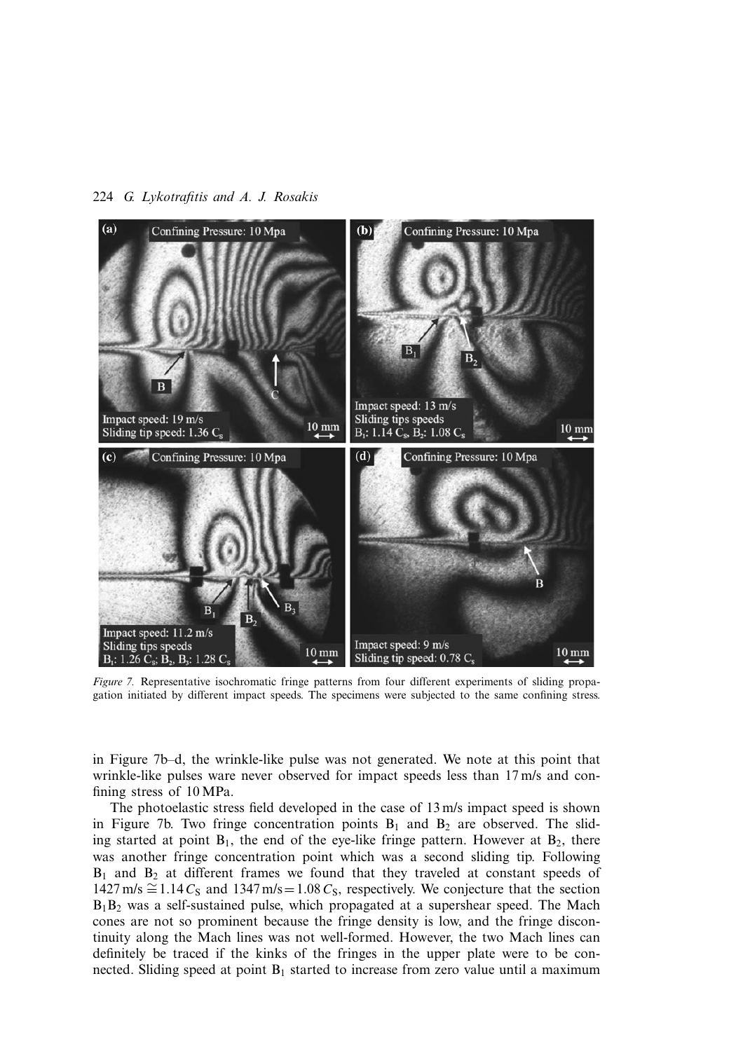*Figure 7.* Representative isochromatic fringe patterns from four different experiments of sliding propagation initiated by different impact speeds. The specimens were subjected to the same confining stress.

in Figure 7b–d, the wrinkle-like pulse was not generated. We note at this point that wrinkle-like pulses ware never observed for impact speeds less than 17 m/s and confining stress of 10 MPa.

The photoelastic stress field developed in the case of 13 m/s impact speed is shown in Figure 7b. Two fringe concentration points $B_1$ and $B_2$ are observed. The sliding started at point $B_1$, the end of the eye-like fringe pattern. However at $B_2$, there was another fringe concentration point which was a second sliding tip. Following $B_1$ and $B_2$ at different frames we found that they traveled at constant speeds of 1427 m/s $\cong 1.14 C_S$ and 1347 m/s $= 1.08 C_S$, respectively. We conjecture that the section $B_1B_2$ was a self-sustained pulse, which propagated at a supershear speed. The Mach cones are not so prominent because the fringe density is low, and the fringe discontinuity along the Mach lines was not well-formed. However, the two Mach lines can definitely be traced if the kinks of the fringes in the upper plate were to be connected. Sliding speed at point $B_1$ started to increase from zero value until a maximum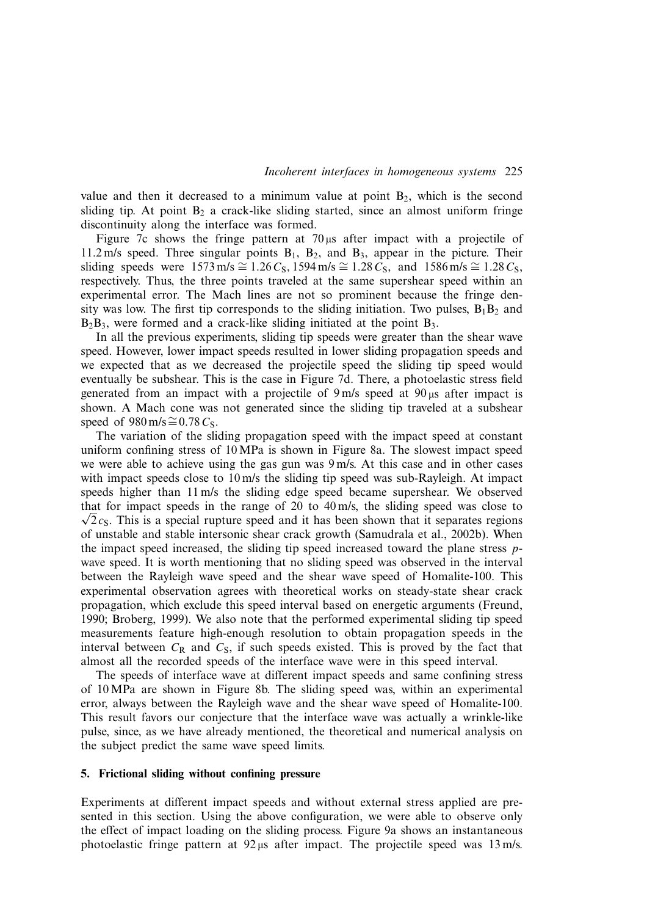value and then it decreased to a minimum value at point $B_2$, which is the second sliding tip. At point $B_2$ a crack-like sliding started, since an almost uniform fringe discontinuity along the interface was formed.

Figure 7c shows the fringe pattern at 70 μs after impact with a projectile of 11.2 m/s speed. Three singular points $B_1$, $B_2$, and $B_3$, appear in the picture. Their sliding speeds were 1573 m/s $\cong 1.26\,C_S$, 1594 m/s $\cong 1.28\,C_S$, and 1586 m/s $\cong 1.28\,C_S$, respectively. Thus, the three points traveled at the same supershear speed within an experimental error. The Mach lines are not so prominent because the fringe density was low. The first tip corresponds to the sliding initiation. Two pulses, $B_1B_2$ and $B_2B_3$, were formed and a crack-like sliding initiated at the point $B_3$.

In all the previous experiments, sliding tip speeds were greater than the shear wave speed. However, lower impact speeds resulted in lower sliding propagation speeds and we expected that as we decreased the projectile speed the sliding tip speed would eventually be subshear. This is the case in Figure 7d. There, a photoelastic stress field generated from an impact with a projectile of 9 m/s speed at 90 μs after impact is shown. A Mach cone was not generated since the sliding tip traveled at a subshear speed of 980 m/s $\cong 0.78\,C_S$.

The variation of the sliding propagation speed with the impact speed at constant uniform confining stress of 10 MPa is shown in Figure 8a. The slowest impact speed we were able to achieve using the gas gun was 9 m/s. At this case and in other cases with impact speeds close to 10 m/s the sliding tip speed was sub-Rayleigh. At impact speeds higher than 11 m/s the sliding edge speed became supershear. We observed that for impact speeds in the range of 20 to 40 m/s, the sliding speed was close to $\sqrt{2}c_S$. This is a special rupture speed and it has been shown that it separates regions of unstable and stable intersonic shear crack growth (Samudrala et al., 2002b). When the impact speed increased, the sliding tip speed increased toward the plane stress *p*-wave speed. It is worth mentioning that no sliding speed was observed in the interval between the Rayleigh wave speed and the shear wave speed of Homalite-100. This experimental observation agrees with theoretical works on steady-state shear crack propagation, which exclude this speed interval based on energetic arguments (Freund, 1990; Broberg, 1999). We also note that the performed experimental sliding tip speed measurements feature high-enough resolution to obtain propagation speeds in the interval between $C_R$ and $C_S$, if such speeds existed. This is proved by the fact that almost all the recorded speeds of the interface wave were in this speed interval.

The speeds of interface wave at different impact speeds and same confining stress of 10 MPa are shown in Figure 8b. The sliding speed was, within an experimental error, always between the Rayleigh wave and the shear wave speed of Homalite-100. This result favors our conjecture that the interface wave was actually a wrinkle-like pulse, since, as we have already mentioned, the theoretical and numerical analysis on the subject predict the same wave speed limits.

## 5. Frictional sliding without confining pressure

Experiments at different impact speeds and without external stress applied are presented in this section. Using the above configuration, we were able to observe only the effect of impact loading on the sliding process. Figure 9a shows an instantaneous photoelastic fringe pattern at 92 μs after impact. The projectile speed was 13 m/s.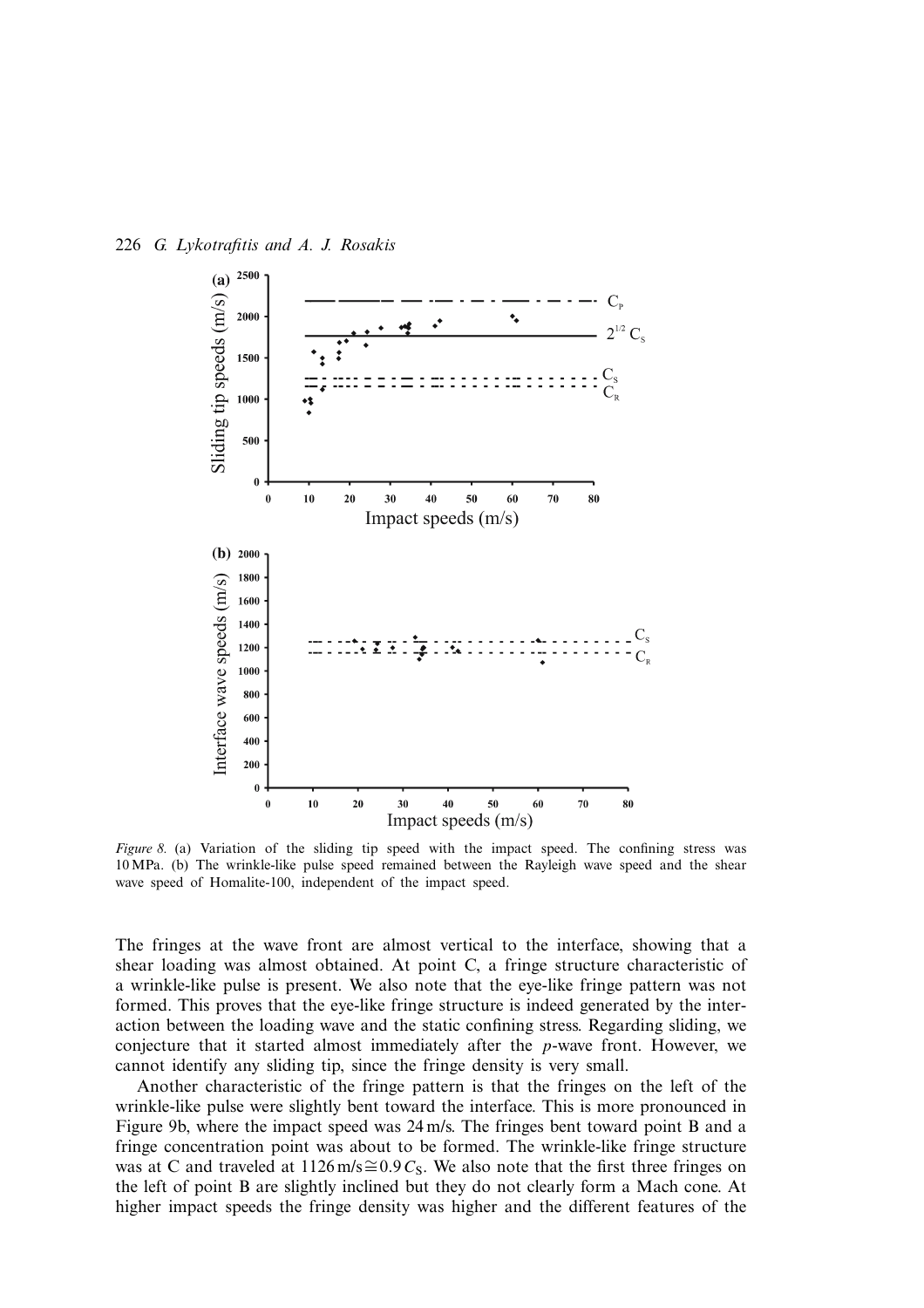*Figure 8.* (a) Variation of the sliding tip speed with the impact speed. The confining stress was 10 MPa. (b) The wrinkle-like pulse speed remained between the Rayleigh wave speed and the shear wave speed of Homalite-100, independent of the impact speed.

The fringes at the wave front are almost vertical to the interface, showing that a shear loading was almost obtained. At point C, a fringe structure characteristic of a wrinkle-like pulse is present. We also note that the eye-like fringe pattern was not formed. This proves that the eye-like fringe structure is indeed generated by the interaction between the loading wave and the static confining stress. Regarding sliding, we conjecture that it started almost immediately after the *p*-wave front. However, we cannot identify any sliding tip, since the fringe density is very small.

Another characteristic of the fringe pattern is that the fringes on the left of the wrinkle-like pulse were slightly bent toward the interface. This is more pronounced in Figure 9b, where the impact speed was 24 m/s. The fringes bent toward point B and a fringe concentration point was about to be formed. The wrinkle-like fringe structure was at C and traveled at $1126\,\mathrm{m/s} \cong 0.9\,C_S$. We also note that the first three fringes on the left of point B are slightly inclined but they do not clearly form a Mach cone. At higher impact speeds the fringe density was higher and the different features of the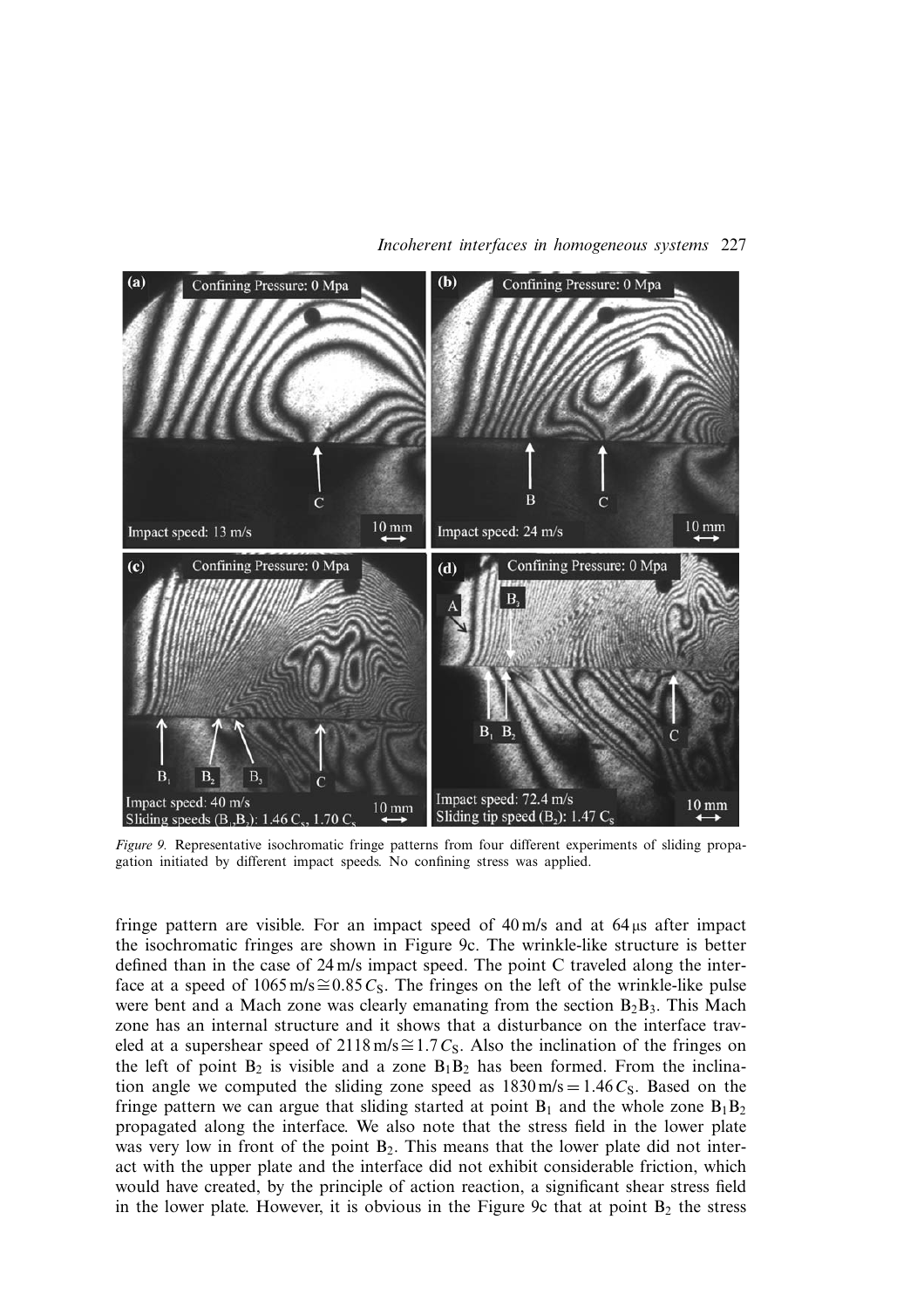*Figure 9.* Representative isochromatic fringe patterns from four different experiments of sliding propagation initiated by different impact speeds. No confining stress was applied.

fringe pattern are visible. For an impact speed of 40 m/s and at 64 μs after impact the isochromatic fringes are shown in Figure 9c. The wrinkle-like structure is better defined than in the case of 24 m/s impact speed. The point C traveled along the interface at a speed of $1065\,\text{m/s} \cong 0.85\,C_S$. The fringes on the left of the wrinkle-like pulse were bent and a Mach zone was clearly emanating from the section $B_2B_3$. This Mach zone has an internal structure and it shows that a disturbance on the interface traveled at a supershear speed of $2118\,\text{m/s} \cong 1.7\,C_S$. Also the inclination of the fringes on the left of point $B_2$ is visible and a zone $B_1B_2$ has been formed. From the inclination angle we computed the sliding zone speed as $1830\,\text{m/s} = 1.46\,C_S$. Based on the fringe pattern we can argue that sliding started at point $B_1$ and the whole zone $B_1B_2$ propagated along the interface. We also note that the stress field in the lower plate was very low in front of the point $B_2$. This means that the lower plate did not interact with the upper plate and the interface did not exhibit considerable friction, which would have created, by the principle of action reaction, a significant shear stress field in the lower plate. However, it is obvious in the Figure 9c that at point $B_2$ the stress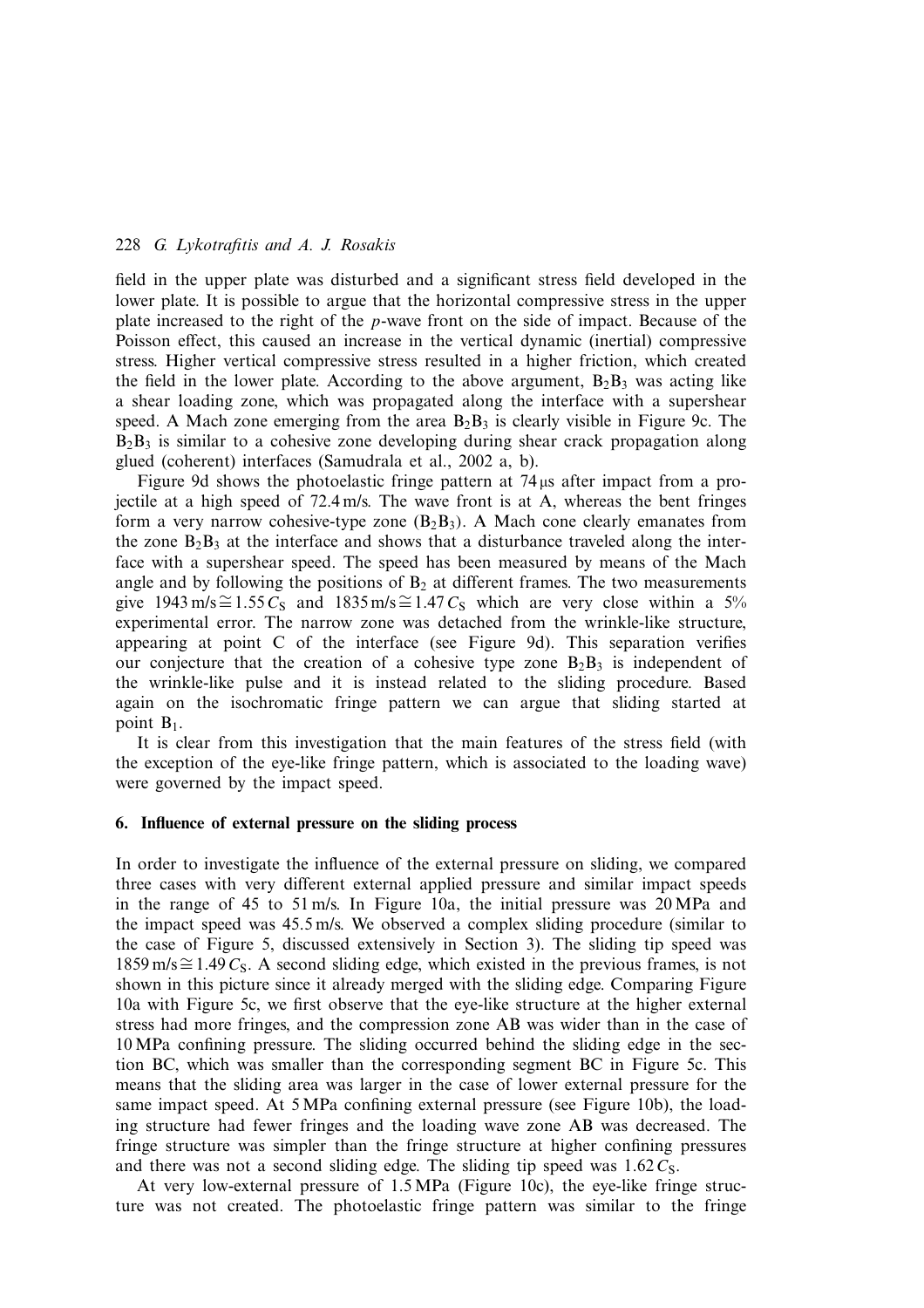field in the upper plate was disturbed and a significant stress field developed in the lower plate. It is possible to argue that the horizontal compressive stress in the upper plate increased to the right of the *p*-wave front on the side of impact. Because of the Poisson effect, this caused an increase in the vertical dynamic (inertial) compressive stress. Higher vertical compressive stress resulted in a higher friction, which created the field in the lower plate. According to the above argument, $B_2B_3$ was acting like a shear loading zone, which was propagated along the interface with a supershear speed. A Mach zone emerging from the area $B_2B_3$ is clearly visible in Figure 9c. The $B_2B_3$ is similar to a cohesive zone developing during shear crack propagation along glued (coherent) interfaces (Samudrala et al., 2002 a, b).

Figure 9d shows the photoelastic fringe pattern at 74 μs after impact from a projectile at a high speed of 72.4 m/s. The wave front is at A, whereas the bent fringes form a very narrow cohesive-type zone ($B_2B_3$). A Mach cone clearly emanates from the zone $B_2B_3$ at the interface and shows that a disturbance traveled along the interface with a supershear speed. The speed has been measured by means of the Mach angle and by following the positions of $B_2$ at different frames. The two measurements give $1943\,\text{m/s} \cong 1.55\,C_S$ and $1835\,\text{m/s} \cong 1.47\,C_S$ which are very close within a 5% experimental error. The narrow zone was detached from the wrinkle-like structure, appearing at point C of the interface (see Figure 9d). This separation verifies our conjecture that the creation of a cohesive type zone $B_2B_3$ is independent of the wrinkle-like pulse and it is instead related to the sliding procedure. Based again on the isochromatic fringe pattern we can argue that sliding started at point $B_1$.

It is clear from this investigation that the main features of the stress field (with the exception of the eye-like fringe pattern, which is associated to the loading wave) were governed by the impact speed.

## 6. Influence of external pressure on the sliding process

In order to investigate the influence of the external pressure on sliding, we compared three cases with very different external applied pressure and similar impact speeds in the range of 45 to 51 m/s. In Figure 10a, the initial pressure was 20 MPa and the impact speed was 45.5 m/s. We observed a complex sliding procedure (similar to the case of Figure 5, discussed extensively in Section 3). The sliding tip speed was $1859\,\text{m/s} \cong 1.49\,C_S$. A second sliding edge, which existed in the previous frames, is not shown in this picture since it already merged with the sliding edge. Comparing Figure 10a with Figure 5c, we first observe that the eye-like structure at the higher external stress had more fringes, and the compression zone AB was wider than in the case of 10 MPa confining pressure. The sliding occurred behind the sliding edge in the section BC, which was smaller than the corresponding segment BC in Figure 5c. This means that the sliding area was larger in the case of lower external pressure for the same impact speed. At 5 MPa confining external pressure (see Figure 10b), the loading structure had fewer fringes and the loading wave zone AB was decreased. The fringe structure was simpler than the fringe structure at higher confining pressures and there was not a second sliding edge. The sliding tip speed was $1.62\,C_S$.

At very low-external pressure of 1.5 MPa (Figure 10c), the eye-like fringe structure was not created. The photoelastic fringe pattern was similar to the fringe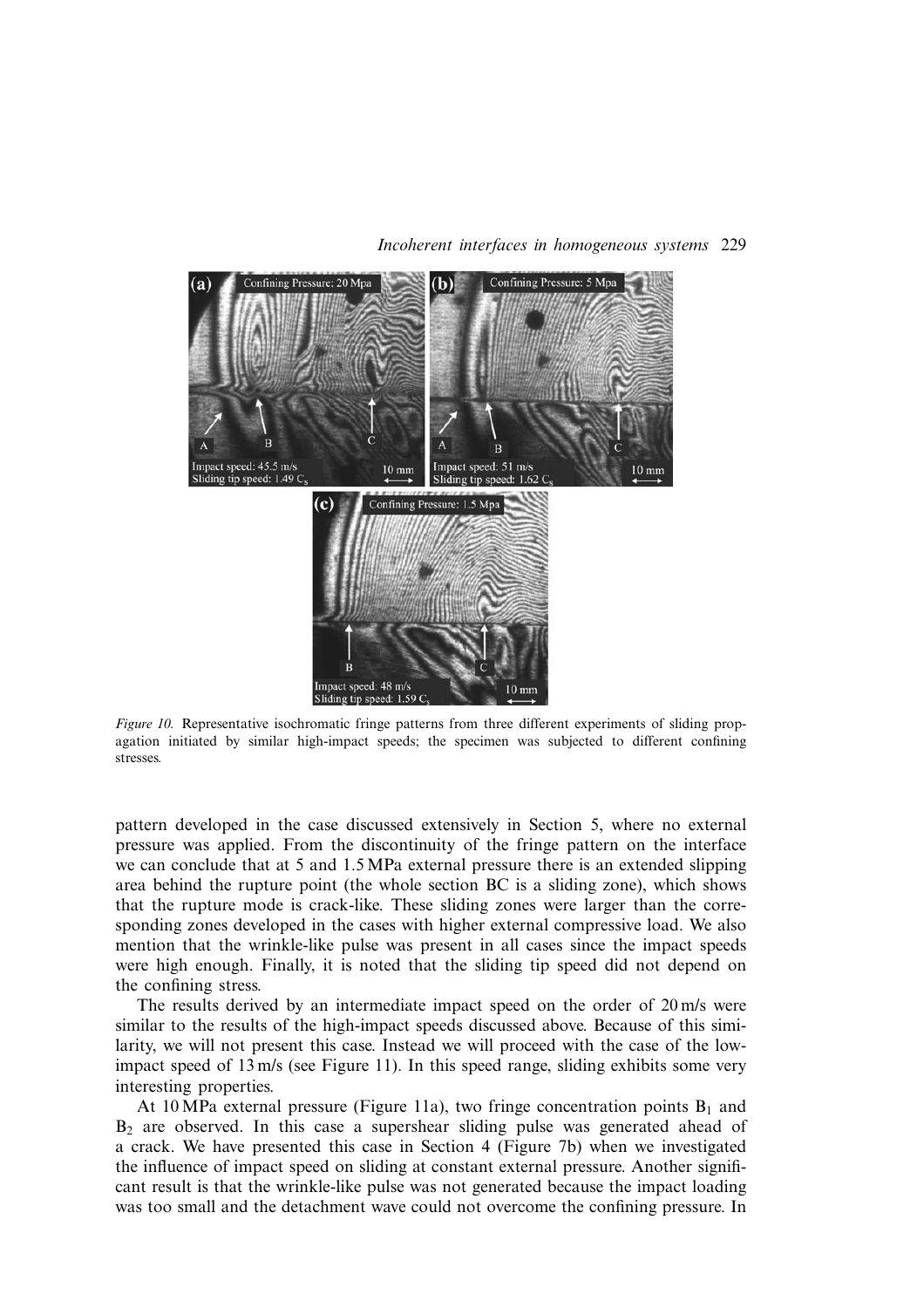*Figure 10.* Representative isochromatic fringe patterns from three different experiments of sliding propagation initiated by similar high-impact speeds; the specimen was subjected to different confining stresses.

pattern developed in the case discussed extensively in Section 5, where no external pressure was applied. From the discontinuity of the fringe pattern on the interface we can conclude that at 5 and 1.5 MPa external pressure there is an extended slipping area behind the rupture point (the whole section BC is a sliding zone), which shows that the rupture mode is crack-like. These sliding zones were larger than the corresponding zones developed in the cases with higher external compressive load. We also mention that the wrinkle-like pulse was present in all cases since the impact speeds were high enough. Finally, it is noted that the sliding tip speed did not depend on the confining stress.

The results derived by an intermediate impact speed on the order of 20 m/s were similar to the results of the high-impact speeds discussed above. Because of this similarity, we will not present this case. Instead we will proceed with the case of the low-impact speed of 13 m/s (see Figure 11). In this speed range, sliding exhibits some very interesting properties.

At 10 MPa external pressure (Figure 11a), two fringe concentration points $B_1$ and $B_2$ are observed. In this case a supershear sliding pulse was generated ahead of a crack. We have presented this case in Section 4 (Figure 7b) when we investigated the influence of impact speed on sliding at constant external pressure. Another significant result is that the wrinkle-like pulse was not generated because the impact loading was too small and the detachment wave could not overcome the confining pressure. In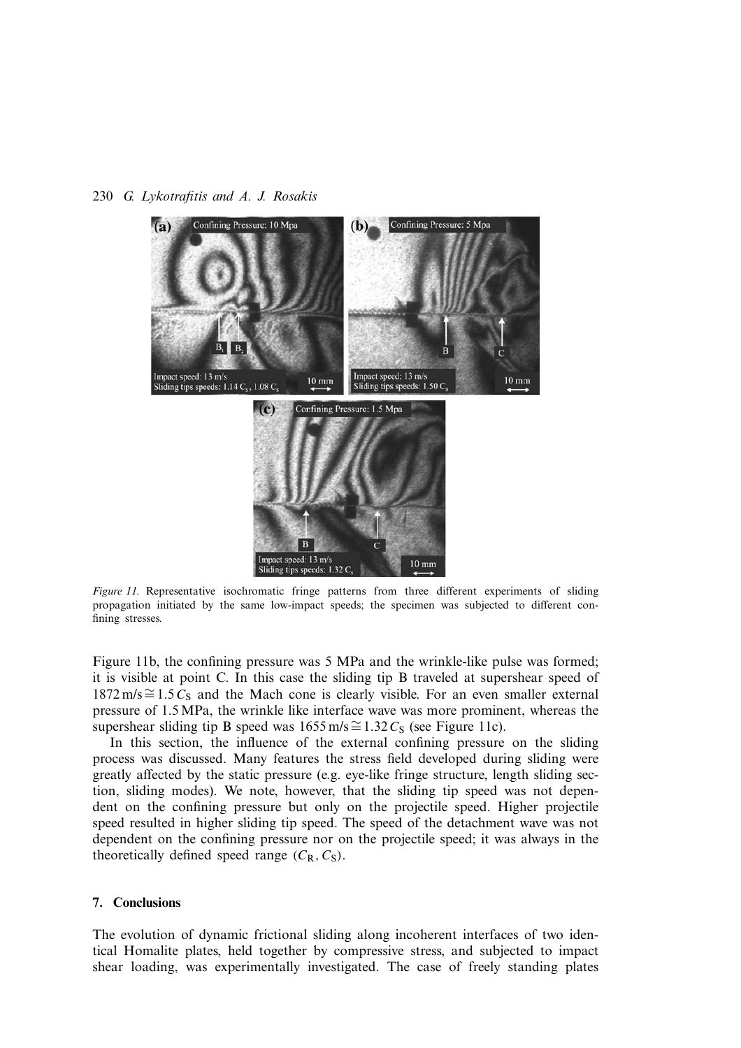*Figure 11.* Representative isochromatic fringe patterns from three different experiments of sliding propagation initiated by the same low-impact speeds; the specimen was subjected to different confining stresses.

Figure 11b, the confining pressure was 5 MPa and the wrinkle-like pulse was formed; it is visible at point C. In this case the sliding tip B traveled at supershear speed of $1872\,\text{m/s} \cong 1.5\,C_S$ and the Mach cone is clearly visible. For an even smaller external pressure of 1.5 MPa, the wrinkle like interface wave was more prominent, whereas the supershear sliding tip B speed was $1655\,\text{m/s} \cong 1.32\,C_S$ (see Figure 11c).

In this section, the influence of the external confining pressure on the sliding process was discussed. Many features the stress field developed during sliding were greatly affected by the static pressure (e.g. eye-like fringe structure, length sliding section, sliding modes). We note, however, that the sliding tip speed was not dependent on the confining pressure but only on the projectile speed. Higher projectile speed resulted in higher sliding tip speed. The speed of the detachment wave was not dependent on the confining pressure nor on the projectile speed; it was always in the theoretically defined speed range $(C_R, C_S)$.

## 7. Conclusions

The evolution of dynamic frictional sliding along incoherent interfaces of two identical Homalite plates, held together by compressive stress, and subjected to impact shear loading, was experimentally investigated. The case of freely standing plates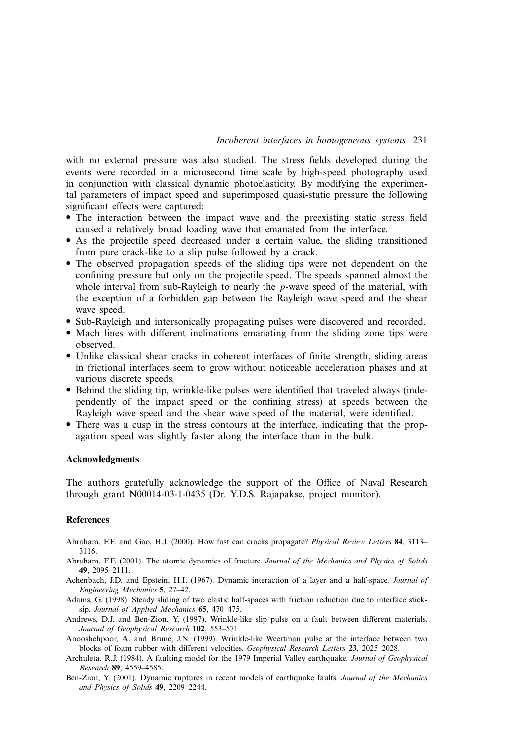with no external pressure was also studied. The stress fields developed during the events were recorded in a microsecond time scale by high-speed photography used in conjunction with classical dynamic photoelasticity. By modifying the experimental parameters of impact speed and superimposed quasi-static pressure the following significant effects were captured:

- The interaction between the impact wave and the preexisting static stress field caused a relatively broad loading wave that emanated from the interface.
- As the projectile speed decreased under a certain value, the sliding transitioned from pure crack-like to a slip pulse followed by a crack.
- The observed propagation speeds of the sliding tips were not dependent on the confining pressure but only on the projectile speed. The speeds spanned almost the whole interval from sub-Rayleigh to nearly the *p*-wave speed of the material, with the exception of a forbidden gap between the Rayleigh wave speed and the shear wave speed.
- Sub-Rayleigh and intersonically propagating pulses were discovered and recorded.
- Mach lines with different inclinations emanating from the sliding zone tips were observed.
- Unlike classical shear cracks in coherent interfaces of finite strength, sliding areas in frictional interfaces seem to grow without noticeable acceleration phases and at various discrete speeds.
- Behind the sliding tip, wrinkle-like pulses were identified that traveled always (independently of the impact speed or the confining stress) at speeds between the Rayleigh wave speed and the shear wave speed of the material, were identified.
- There was a cusp in the stress contours at the interface, indicating that the propagation speed was slightly faster along the interface than in the bulk.

## Acknowledgments

The authors gratefully acknowledge the support of the Office of Naval Research through grant N00014-03-1-0435 (Dr. Y.D.S. Rajapakse, project monitor).

## References

Abraham, F.F. and Gao, H.J. (2000). How fast can cracks propagate? *Physical Review Letters* **84**, 3113–3116.

Abraham, F.F. (2001). The atomic dynamics of fracture. *Journal of the Mechanics and Physics of Solids* **49**, 2095–2111.

Achenbach, J.D. and Epstein, H.I. (1967). Dynamic interaction of a layer and a half-space. *Journal of Engineering Mechanics* **5**, 27–42.

Adams, G. (1998). Steady sliding of two elastic half-spaces with friction reduction due to interface stick-sip. *Journal of Applied Mechanics* **65**, 470–475.

Andrews, D.J. and Ben-Zion, Y. (1997). Wrinkle-like slip pulse on a fault between different materials. *Journal of Geophysical Research* **102**, 553–571.

Anooshehpoor, A. and Brune, J.N. (1999). Wrinkle-like Weertman pulse at the interface between two blocks of foam rubber with different velocities. *Geophysical Research Letters* **23**, 2025–2028.

Archuleta, R.J. (1984). A faulting model for the 1979 Imperial Valley earthquake. *Journal of Geophysical Research* **89**, 4559–4585.

Ben-Zion, Y. (2001). Dynamic ruptures in recent models of earthquake faults. *Journal of the Mechanics and Physics of Solids* **49**, 2209–2244.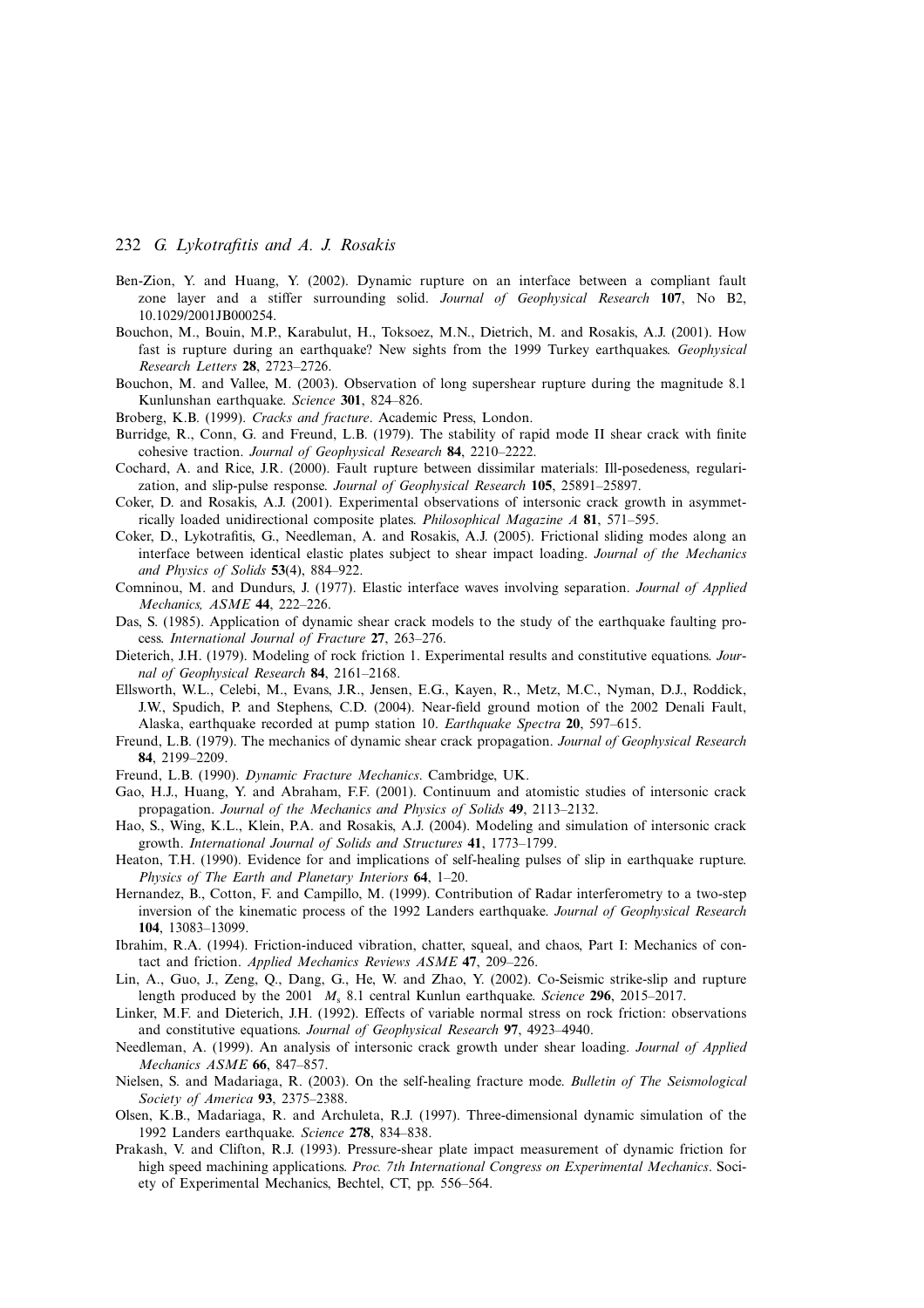Ben-Zion, Y. and Huang, Y. (2002). Dynamic rupture on an interface between a compliant fault zone layer and a stiffer surrounding solid. *Journal of Geophysical Research* **107**, No B2, 10.1029/2001JB000254.

Bouchon, M., Bouin, M.P., Karabulut, H., Toksoez, M.N., Dietrich, M. and Rosakis, A.J. (2001). How fast is rupture during an earthquake? New sights from the 1999 Turkey earthquakes. *Geophysical Research Letters* **28**, 2723–2726.

Bouchon, M. and Vallee, M. (2003). Observation of long supershear rupture during the magnitude 8.1 Kunlunshan earthquake. *Science* **301**, 824–826.

Broberg, K.B. (1999). *Cracks and fracture*. Academic Press, London.

Burridge, R., Conn, G. and Freund, L.B. (1979). The stability of rapid mode II shear crack with finite cohesive traction. *Journal of Geophysical Research* **84**, 2210–2222.

Cochard, A. and Rice, J.R. (2000). Fault rupture between dissimilar materials: Ill-posedeness, regularization, and slip-pulse response. *Journal of Geophysical Research* **105**, 25891–25897.

Coker, D. and Rosakis, A.J. (2001). Experimental observations of intersonic crack growth in asymmetrically loaded unidirectional composite plates. *Philosophical Magazine A* **81**, 571–595.

Coker, D., Lykotrafitis, G., Needleman, A. and Rosakis, A.J. (2005). Frictional sliding modes along an interface between identical elastic plates subject to shear impact loading. *Journal of the Mechanics and Physics of Solids* **53**(4), 884–922.

Comninou, M. and Dundurs, J. (1977). Elastic interface waves involving separation. *Journal of Applied Mechanics, ASME* **44**, 222–226.

Das, S. (1985). Application of dynamic shear crack models to the study of the earthquake faulting process. *International Journal of Fracture* **27**, 263–276.

Dieterich, J.H. (1979). Modeling of rock friction 1. Experimental results and constitutive equations. *Journal of Geophysical Research* **84**, 2161–2168.

Ellsworth, W.L., Celebi, M., Evans, J.R., Jensen, E.G., Kayen, R., Metz, M.C., Nyman, D.J., Roddick, J.W., Spudich, P. and Stephens, C.D. (2004). Near-field ground motion of the 2002 Denali Fault, Alaska, earthquake recorded at pump station 10. *Earthquake Spectra* **20**, 597–615.

Freund, L.B. (1979). The mechanics of dynamic shear crack propagation. *Journal of Geophysical Research* **84**, 2199–2209.

Freund, L.B. (1990). *Dynamic Fracture Mechanics*. Cambridge, UK.

Gao, H.J., Huang, Y. and Abraham, F.F. (2001). Continuum and atomistic studies of intersonic crack propagation. *Journal of the Mechanics and Physics of Solids* **49**, 2113–2132.

Hao, S., Wing, K.L., Klein, P.A. and Rosakis, A.J. (2004). Modeling and simulation of intersonic crack growth. *International Journal of Solids and Structures* **41**, 1773–1799.

Heaton, T.H. (1990). Evidence for and implications of self-healing pulses of slip in earthquake rupture. *Physics of The Earth and Planetary Interiors* **64**, 1–20.

Hernandez, B., Cotton, F. and Campillo, M. (1999). Contribution of Radar interferometry to a two-step inversion of the kinematic process of the 1992 Landers earthquake. *Journal of Geophysical Research* **104**, 13083–13099.

Ibrahim, R.A. (1994). Friction-induced vibration, chatter, squeal, and chaos, Part I: Mechanics of contact and friction. *Applied Mechanics Reviews ASME* **47**, 209–226.

Lin, A., Guo, J., Zeng, Q., Dang, G., He, W. and Zhao, Y. (2002). Co-Seismic strike-slip and rupture length produced by the 2001 $M_s$ 8.1 central Kunlun earthquake. *Science* **296**, 2015–2017.

Linker, M.F. and Dieterich, J.H. (1992). Effects of variable normal stress on rock friction: observations and constitutive equations. *Journal of Geophysical Research* **97**, 4923–4940.

Needleman, A. (1999). An analysis of intersonic crack growth under shear loading. *Journal of Applied Mechanics ASME* **66**, 847–857.

Nielsen, S. and Madariaga, R. (2003). On the self-healing fracture mode. *Bulletin of The Seismological Society of America* **93**, 2375–2388.

Olsen, K.B., Madariaga, R. and Archuleta, R.J. (1997). Three-dimensional dynamic simulation of the 1992 Landers earthquake. *Science* **278**, 834–838.

Prakash, V. and Clifton, R.J. (1993). Pressure-shear plate impact measurement of dynamic friction for high speed machining applications. *Proc. 7th International Congress on Experimental Mechanics*. Society of Experimental Mechanics, Bechtel, CT, pp. 556–564.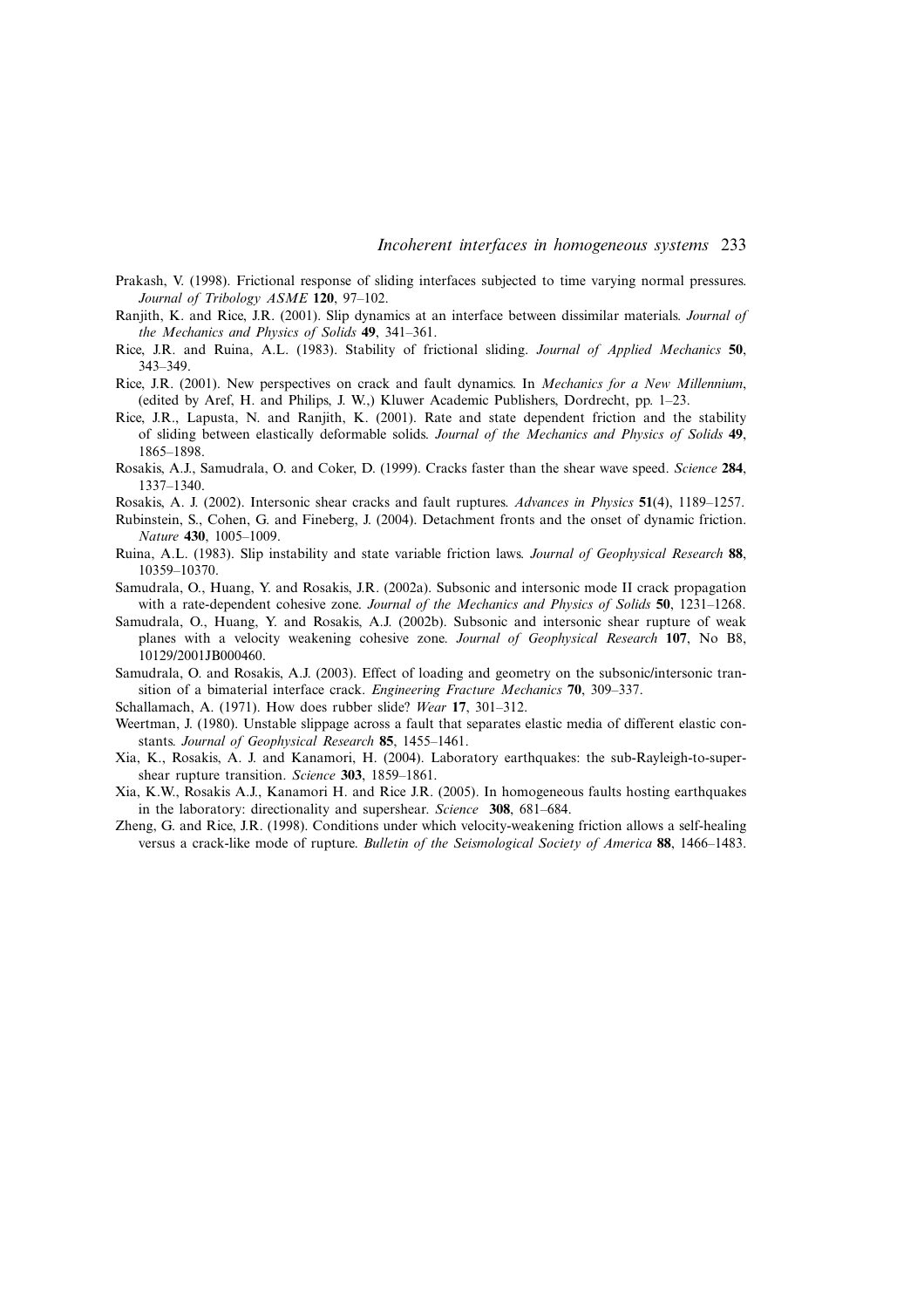Prakash, V. (1998). Frictional response of sliding interfaces subjected to time varying normal pressures. *Journal of Tribology ASME* **120**, 97–102.

Ranjith, K. and Rice, J.R. (2001). Slip dynamics at an interface between dissimilar materials. *Journal of the Mechanics and Physics of Solids* **49**, 341–361.

Rice, J.R. and Ruina, A.L. (1983). Stability of frictional sliding. *Journal of Applied Mechanics* **50**, 343–349.

Rice, J.R. (2001). New perspectives on crack and fault dynamics. In *Mechanics for a New Millennium*, (edited by Aref, H. and Philips, J. W.,) Kluwer Academic Publishers, Dordrecht, pp. 1–23.

Rice, J.R., Lapusta, N. and Ranjith, K. (2001). Rate and state dependent friction and the stability of sliding between elastically deformable solids. *Journal of the Mechanics and Physics of Solids* **49**, 1865–1898.

Rosakis, A.J., Samudrala, O. and Coker, D. (1999). Cracks faster than the shear wave speed. *Science* **284**, 1337–1340.

Rosakis, A. J. (2002). Intersonic shear cracks and fault ruptures. *Advances in Physics* **51**(4), 1189–1257.

Rubinstein, S., Cohen, G. and Fineberg, J. (2004). Detachment fronts and the onset of dynamic friction. *Nature* **430**, 1005–1009.

Ruina, A.L. (1983). Slip instability and state variable friction laws. *Journal of Geophysical Research* **88**, 10359–10370.

Samudrala, O., Huang, Y. and Rosakis, J.R. (2002a). Subsonic and intersonic mode II crack propagation with a rate-dependent cohesive zone. *Journal of the Mechanics and Physics of Solids* **50**, 1231–1268.

Samudrala, O., Huang, Y. and Rosakis, A.J. (2002b). Subsonic and intersonic shear rupture of weak planes with a velocity weakening cohesive zone. *Journal of Geophysical Research* **107**, No B8, 10129/2001JB000460.

Samudrala, O. and Rosakis, A.J. (2003). Effect of loading and geometry on the subsonic/intersonic transition of a bimaterial interface crack. *Engineering Fracture Mechanics* **70**, 309–337.

Schallamach, A. (1971). How does rubber slide? *Wear* **17**, 301–312.

Weertman, J. (1980). Unstable slippage across a fault that separates elastic media of different elastic constants. *Journal of Geophysical Research* **85**, 1455–1461.

Xia, K., Rosakis, A. J. and Kanamori, H. (2004). Laboratory earthquakes: the sub-Rayleigh-to-supershear rupture transition. *Science* **303**, 1859–1861.

Xia, K.W., Rosakis A.J., Kanamori H. and Rice J.R. (2005). In homogeneous faults hosting earthquakes in the laboratory: directionality and supershear. *Science* **308**, 681–684.

Zheng, G. and Rice, J.R. (1998). Conditions under which velocity-weakening friction allows a self-healing versus a crack-like mode of rupture. *Bulletin of the Seismological Society of America* **88**, 1466–1483.